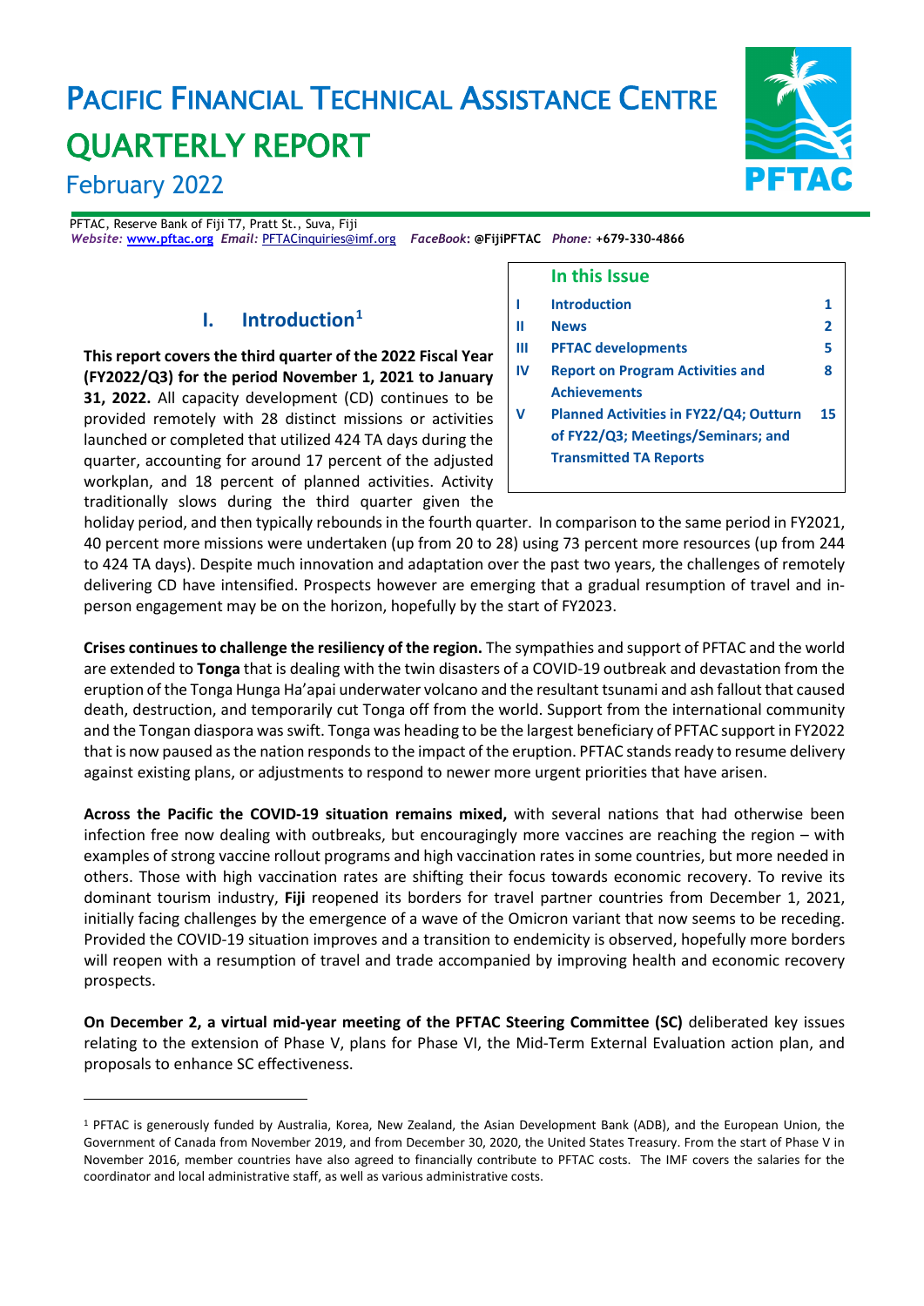# PACIFIC FINANCIAL TECHNICAL ASSISTANCE CENTRE QUARTERLY REPORT

February 2022

PFTAC, Reserve Bank of Fiji T7, Pratt St., Suva, Fiji
*Website:* www.pftac.org *Email:* PFTACinquiries@imf.org *FaceBook*: @FijiPFTAC *Phone:* +679-330-4866

**In this Issue**

| | | |
|---|---|---|
| I | Introduction | 1 |
| II | News | 2 |
| III | PFTAC developments | 5 |
| IV | Report on Program Activities and Achievements | 8 |
| V | Planned Activities in FY22/Q4; Outturn of FY22/Q3; Meetings/Seminars; and Transmitted TA Reports | 15 |

## I. Introduction[1]

**This report covers the third quarter of the 2022 Fiscal Year (FY2022/Q3) for the period November 1, 2021 to January 31, 2022.** All capacity development (CD) continues to be provided remotely with 28 distinct missions or activities launched or completed that utilized 424 TA days during the quarter, accounting for around 17 percent of the adjusted workplan, and 18 percent of planned activities. Activity traditionally slows during the third quarter given the holiday period, and then typically rebounds in the fourth quarter. In comparison to the same period in FY2021, 40 percent more missions were undertaken (up from 20 to 28) using 73 percent more resources (up from 244 to 424 TA days). Despite much innovation and adaptation over the past two years, the challenges of remotely delivering CD have intensified. Prospects however are emerging that a gradual resumption of travel and in-person engagement may be on the horizon, hopefully by the start of FY2023.

**Crises continues to challenge the resiliency of the region.** The sympathies and support of PFTAC and the world are extended to **Tonga** that is dealing with the twin disasters of a COVID-19 outbreak and devastation from the eruption of the Tonga Hunga Ha'apai underwater volcano and the resultant tsunami and ash fallout that caused death, destruction, and temporarily cut Tonga off from the world. Support from the international community and the Tongan diaspora was swift. Tonga was heading to be the largest beneficiary of PFTAC support in FY2022 that is now paused as the nation responds to the impact of the eruption. PFTAC stands ready to resume delivery against existing plans, or adjustments to respond to newer more urgent priorities that have arisen.

**Across the Pacific the COVID-19 situation remains mixed,** with several nations that had otherwise been infection free now dealing with outbreaks, but encouragingly more vaccines are reaching the region – with examples of strong vaccine rollout programs and high vaccination rates in some countries, but more needed in others. Those with high vaccination rates are shifting their focus towards economic recovery. To revive its dominant tourism industry, **Fiji** reopened its borders for travel partner countries from December 1, 2021, initially facing challenges by the emergence of a wave of the Omicron variant that now seems to be receding. Provided the COVID-19 situation improves and a transition to endemicity is observed, hopefully more borders will reopen with a resumption of travel and trade accompanied by improving health and economic recovery prospects.

**On December 2, a virtual mid-year meeting of the PFTAC Steering Committee (SC)** deliberated key issues relating to the extension of Phase V, plans for Phase VI, the Mid-Term External Evaluation action plan, and proposals to enhance SC effectiveness.

---

[1] PFTAC is generously funded by Australia, Korea, New Zealand, the Asian Development Bank (ADB), and the European Union, the Government of Canada from November 2019, and from December 30, 2020, the United States Treasury. From the start of Phase V in November 2016, member countries have also agreed to financially contribute to PFTAC costs. The IMF covers the salaries for the coordinator and local administrative staff, as well as various administrative costs.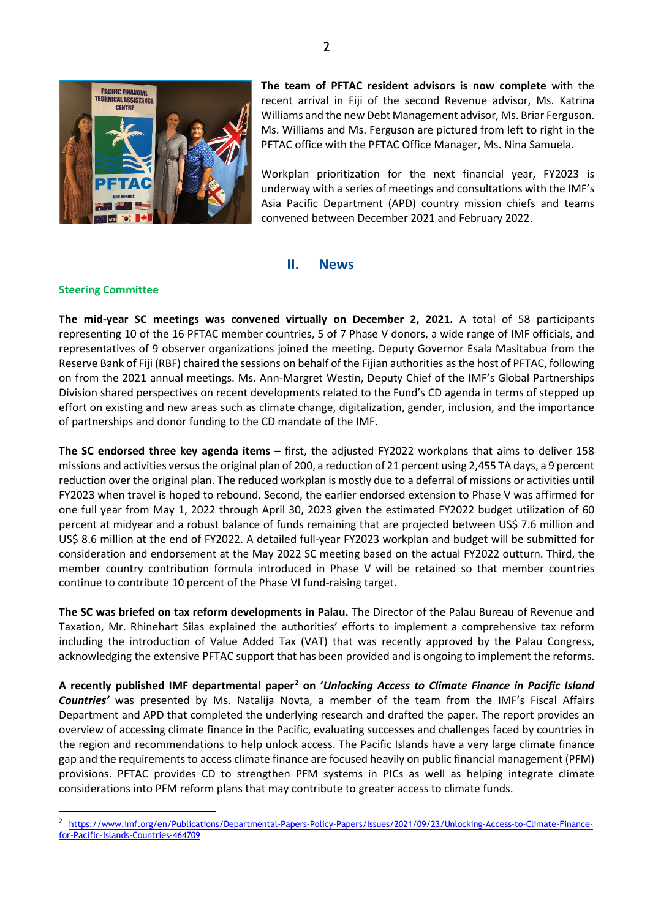**The team of PFTAC resident advisors is now complete** with the recent arrival in Fiji of the second Revenue advisor, Ms. Katrina Williams and the new Debt Management advisor, Ms. Briar Ferguson. Ms. Williams and Ms. Ferguson are pictured from left to right in the PFTAC office with the PFTAC Office Manager, Ms. Nina Samuela.

Workplan prioritization for the next financial year, FY2023 is underway with a series of meetings and consultations with the IMF's Asia Pacific Department (APD) country mission chiefs and teams convened between December 2021 and February 2022.

## II. News

### Steering Committee

**The mid-year SC meetings was convened virtually on December 2, 2021.** A total of 58 participants representing 10 of the 16 PFTAC member countries, 5 of 7 Phase V donors, a wide range of IMF officials, and representatives of 9 observer organizations joined the meeting. Deputy Governor Esala Masitabua from the Reserve Bank of Fiji (RBF) chaired the sessions on behalf of the Fijian authorities as the host of PFTAC, following on from the 2021 annual meetings. Ms. Ann-Margret Westin, Deputy Chief of the IMF's Global Partnerships Division shared perspectives on recent developments related to the Fund's CD agenda in terms of stepped up effort on existing and new areas such as climate change, digitalization, gender, inclusion, and the importance of partnerships and donor funding to the CD mandate of the IMF.

**The SC endorsed three key agenda items** – first, the adjusted FY2022 workplans that aims to deliver 158 missions and activities versus the original plan of 200, a reduction of 21 percent using 2,455 TA days, a 9 percent reduction over the original plan. The reduced workplan is mostly due to a deferral of missions or activities until FY2023 when travel is hoped to rebound. Second, the earlier endorsed extension to Phase V was affirmed for one full year from May 1, 2022 through April 30, 2023 given the estimated FY2022 budget utilization of 60 percent at midyear and a robust balance of funds remaining that are projected between US$ 7.6 million and US$ 8.6 million at the end of FY2022. A detailed full-year FY2023 workplan and budget will be submitted for consideration and endorsement at the May 2022 SC meeting based on the actual FY2022 outturn. Third, the member country contribution formula introduced in Phase V will be retained so that member countries continue to contribute 10 percent of the Phase VI fund-raising target.

**The SC was briefed on tax reform developments in Palau.** The Director of the Palau Bureau of Revenue and Taxation, Mr. Rhinehart Silas explained the authorities' efforts to implement a comprehensive tax reform including the introduction of Value Added Tax (VAT) that was recently approved by the Palau Congress, acknowledging the extensive PFTAC support that has been provided and is ongoing to implement the reforms.

**A recently published IMF departmental paper[2] on '*Unlocking Access to Climate Finance in Pacific Island Countries*'** was presented by Ms. Natalija Novta, a member of the team from the IMF's Fiscal Affairs Department and APD that completed the underlying research and drafted the paper. The report provides an overview of accessing climate finance in the Pacific, evaluating successes and challenges faced by countries in the region and recommendations to help unlock access. The Pacific Islands have a very large climate finance gap and the requirements to access climate finance are focused heavily on public financial management (PFM) provisions. PFTAC provides CD to strengthen PFM systems in PICs as well as helping integrate climate considerations into PFM reform plans that may contribute to greater access to climate funds.

[2] https://www.imf.org/en/Publications/Departmental-Papers-Policy-Papers/Issues/2021/09/23/Unlocking-Access-to-Climate-Finance-for-Pacific-Islands-Countries-464709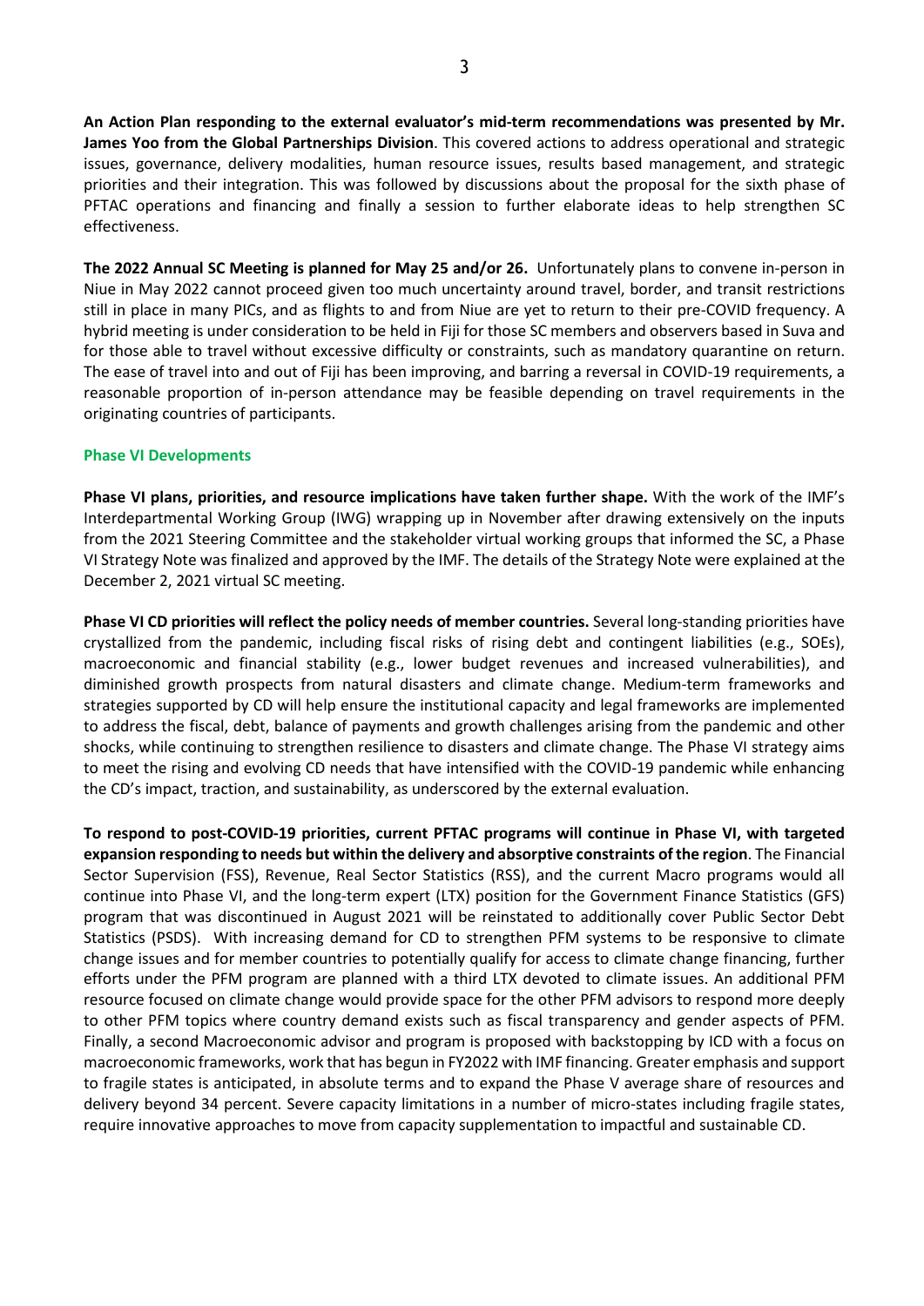**An Action Plan responding to the external evaluator's mid-term recommendations was presented by Mr. James Yoo from the Global Partnerships Division**. This covered actions to address operational and strategic issues, governance, delivery modalities, human resource issues, results based management, and strategic priorities and their integration. This was followed by discussions about the proposal for the sixth phase of PFTAC operations and financing and finally a session to further elaborate ideas to help strengthen SC effectiveness.

**The 2022 Annual SC Meeting is planned for May 25 and/or 26.** Unfortunately plans to convene in-person in Niue in May 2022 cannot proceed given too much uncertainty around travel, border, and transit restrictions still in place in many PICs, and as flights to and from Niue are yet to return to their pre-COVID frequency. A hybrid meeting is under consideration to be held in Fiji for those SC members and observers based in Suva and for those able to travel without excessive difficulty or constraints, such as mandatory quarantine on return. The ease of travel into and out of Fiji has been improving, and barring a reversal in COVID-19 requirements, a reasonable proportion of in-person attendance may be feasible depending on travel requirements in the originating countries of participants.

### Phase VI Developments

**Phase VI plans, priorities, and resource implications have taken further shape.** With the work of the IMF's Interdepartmental Working Group (IWG) wrapping up in November after drawing extensively on the inputs from the 2021 Steering Committee and the stakeholder virtual working groups that informed the SC, a Phase VI Strategy Note was finalized and approved by the IMF. The details of the Strategy Note were explained at the December 2, 2021 virtual SC meeting.

**Phase VI CD priorities will reflect the policy needs of member countries.** Several long-standing priorities have crystallized from the pandemic, including fiscal risks of rising debt and contingent liabilities (e.g., SOEs), macroeconomic and financial stability (e.g., lower budget revenues and increased vulnerabilities), and diminished growth prospects from natural disasters and climate change. Medium-term frameworks and strategies supported by CD will help ensure the institutional capacity and legal frameworks are implemented to address the fiscal, debt, balance of payments and growth challenges arising from the pandemic and other shocks, while continuing to strengthen resilience to disasters and climate change. The Phase VI strategy aims to meet the rising and evolving CD needs that have intensified with the COVID-19 pandemic while enhancing the CD's impact, traction, and sustainability, as underscored by the external evaluation.

**To respond to post-COVID-19 priorities, current PFTAC programs will continue in Phase VI, with targeted expansion responding to needs but within the delivery and absorptive constraints of the region**. The Financial Sector Supervision (FSS), Revenue, Real Sector Statistics (RSS), and the current Macro programs would all continue into Phase VI, and the long-term expert (LTX) position for the Government Finance Statistics (GFS) program that was discontinued in August 2021 will be reinstated to additionally cover Public Sector Debt Statistics (PSDS). With increasing demand for CD to strengthen PFM systems to be responsive to climate change issues and for member countries to potentially qualify for access to climate change financing, further efforts under the PFM program are planned with a third LTX devoted to climate issues. An additional PFM resource focused on climate change would provide space for the other PFM advisors to respond more deeply to other PFM topics where country demand exists such as fiscal transparency and gender aspects of PFM. Finally, a second Macroeconomic advisor and program is proposed with backstopping by ICD with a focus on macroeconomic frameworks, work that has begun in FY2022 with IMF financing. Greater emphasis and support to fragile states is anticipated, in absolute terms and to expand the Phase V average share of resources and delivery beyond 34 percent. Severe capacity limitations in a number of micro-states including fragile states, require innovative approaches to move from capacity supplementation to impactful and sustainable CD.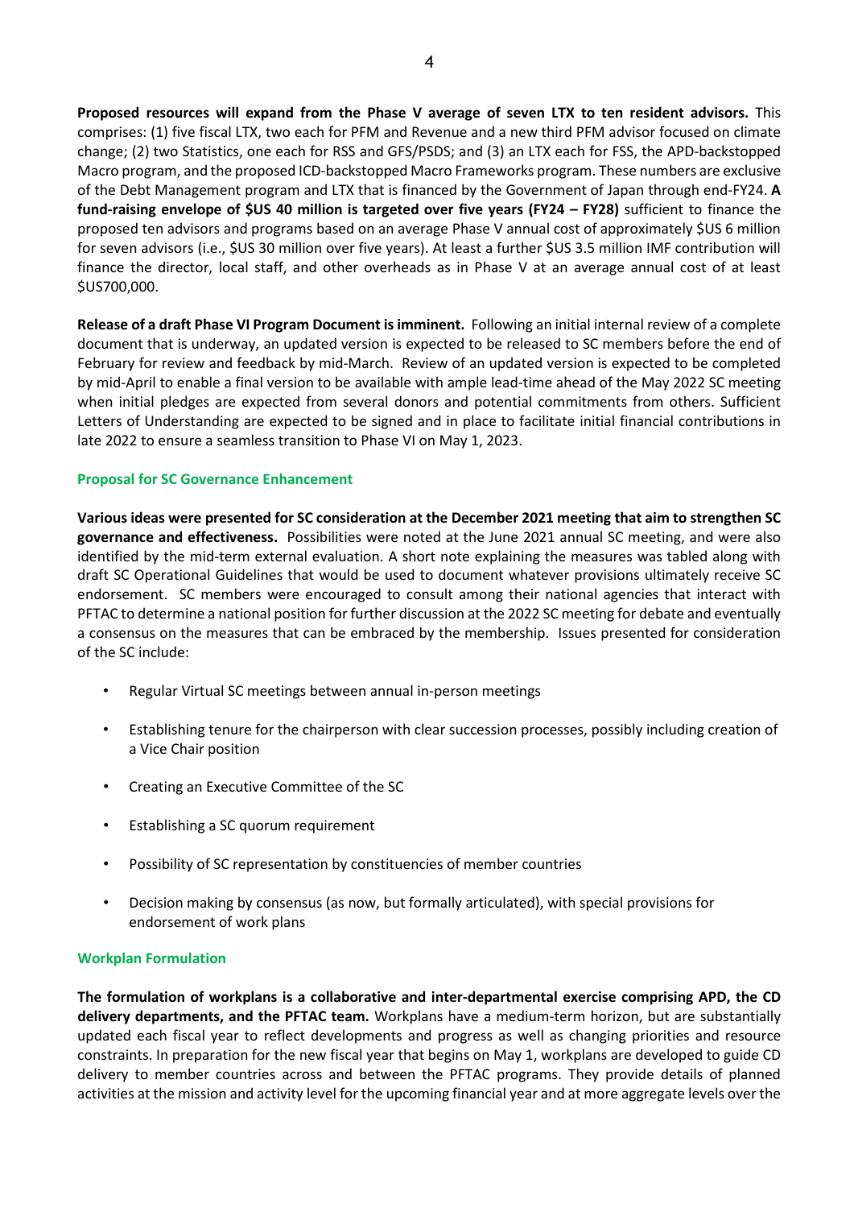**Proposed resources will expand from the Phase V average of seven LTX to ten resident advisors.** This comprises: (1) five fiscal LTX, two each for PFM and Revenue and a new third PFM advisor focused on climate change; (2) two Statistics, one each for RSS and GFS/PSDS; and (3) an LTX each for FSS, the APD-backstopped Macro program, and the proposed ICD-backstopped Macro Frameworks program. These numbers are exclusive of the Debt Management program and LTX that is financed by the Government of Japan through end-FY24. **A fund-raising envelope of $US 40 million is targeted over five years (FY24 – FY28)** sufficient to finance the proposed ten advisors and programs based on an average Phase V annual cost of approximately $US 6 million for seven advisors (i.e., $US 30 million over five years). At least a further $US 3.5 million IMF contribution will finance the director, local staff, and other overheads as in Phase V at an average annual cost of at least $US700,000.

**Release of a draft Phase VI Program Document is imminent.** Following an initial internal review of a complete document that is underway, an updated version is expected to be released to SC members before the end of February for review and feedback by mid-March. Review of an updated version is expected to be completed by mid-April to enable a final version to be available with ample lead-time ahead of the May 2022 SC meeting when initial pledges are expected from several donors and potential commitments from others. Sufficient Letters of Understanding are expected to be signed and in place to facilitate initial financial contributions in late 2022 to ensure a seamless transition to Phase VI on May 1, 2023.

### Proposal for SC Governance Enhancement

**Various ideas were presented for SC consideration at the December 2021 meeting that aim to strengthen SC governance and effectiveness.** Possibilities were noted at the June 2021 annual SC meeting, and were also identified by the mid-term external evaluation. A short note explaining the measures was tabled along with draft SC Operational Guidelines that would be used to document whatever provisions ultimately receive SC endorsement. SC members were encouraged to consult among their national agencies that interact with PFTAC to determine a national position for further discussion at the 2022 SC meeting for debate and eventually a consensus on the measures that can be embraced by the membership. Issues presented for consideration of the SC include:

- Regular Virtual SC meetings between annual in-person meetings
- Establishing tenure for the chairperson with clear succession processes, possibly including creation of a Vice Chair position
- Creating an Executive Committee of the SC
- Establishing a SC quorum requirement
- Possibility of SC representation by constituencies of member countries
- Decision making by consensus (as now, but formally articulated), with special provisions for endorsement of work plans

### Workplan Formulation

**The formulation of workplans is a collaborative and inter-departmental exercise comprising APD, the CD delivery departments, and the PFTAC team.** Workplans have a medium-term horizon, but are substantially updated each fiscal year to reflect developments and progress as well as changing priorities and resource constraints. In preparation for the new fiscal year that begins on May 1, workplans are developed to guide CD delivery to member countries across and between the PFTAC programs. They provide details of planned activities at the mission and activity level for the upcoming financial year and at more aggregate levels over the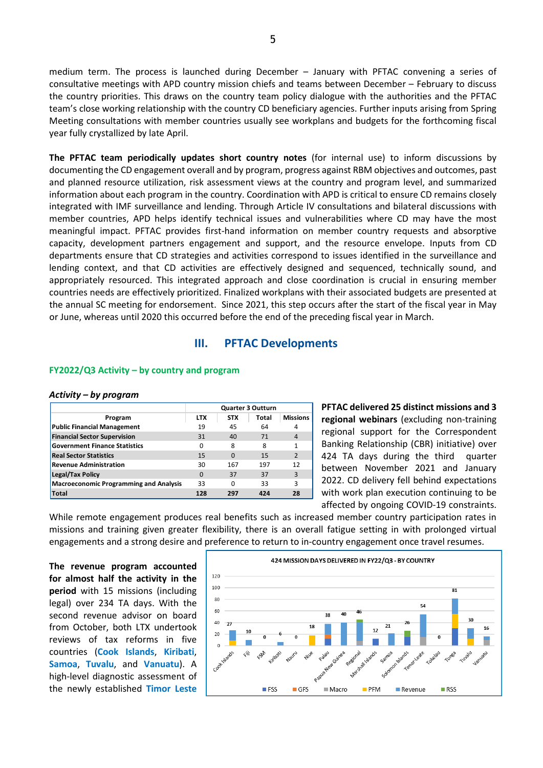medium term. The process is launched during December – January with PFTAC convening a series of consultative meetings with APD country mission chiefs and teams between December – February to discuss the country priorities. This draws on the country team policy dialogue with the authorities and the PFTAC team's close working relationship with the country CD beneficiary agencies. Further inputs arising from Spring Meeting consultations with member countries usually see workplans and budgets for the forthcoming fiscal year fully crystallized by late April.

**The PFTAC team periodically updates short country notes** (for internal use) to inform discussions by documenting the CD engagement overall and by program, progress against RBM objectives and outcomes, past and planned resource utilization, risk assessment views at the country and program level, and summarized information about each program in the country. Coordination with APD is critical to ensure CD remains closely integrated with IMF surveillance and lending. Through Article IV consultations and bilateral discussions with member countries, APD helps identify technical issues and vulnerabilities where CD may have the most meaningful impact. PFTAC provides first-hand information on member country requests and absorptive capacity, development partners engagement and support, and the resource envelope. Inputs from CD departments ensure that CD strategies and activities correspond to issues identified in the surveillance and lending context, and that CD activities are effectively designed and sequenced, technically sound, and appropriately resourced. This integrated approach and close coordination is crucial in ensuring member countries needs are effectively prioritized. Finalized workplans with their associated budgets are presented at the annual SC meeting for endorsement. Since 2021, this step occurs after the start of the fiscal year in May or June, whereas until 2020 this occurred before the end of the preceding fiscal year in March.

## III. PFTAC Developments

### FY2022/Q3 Activity – by country and program

***Activity – by program***

| Program | Quarter 3 Outturn | | | |
|---|---|---|---|---|
| | LTX | STX | Total | Missions |
| Public Financial Management | 19 | 45 | 64 | 4 |
| Financial Sector Supervision | 31 | 40 | 71 | 4 |
| Government Finance Statistics | 0 | 8 | 8 | 1 |
| Real Sector Statistics | 15 | 0 | 15 | 2 |
| Revenue Administration | 30 | 167 | 197 | 12 |
| Legal/Tax Policy | 0 | 37 | 37 | 3 |
| Macroeconomic Programming and Analysis | 33 | 0 | 33 | 3 |
| **Total** | **128** | **297** | **424** | **28** |

**PFTAC delivered 25 distinct missions and 3 regional webinars** (excluding non-training regional support for the Correspondent Banking Relationship (CBR) initiative) over 424 TA days during the third quarter between November 2021 and January 2022. CD delivery fell behind expectations with work plan execution continuing to be affected by ongoing COVID-19 constraints. While remote engagement produces real benefits such as increased member country participation rates in missions and training given greater flexibility, there is an overall fatigue setting in with prolonged virtual engagements and a strong desire and preference to return to in-country engagement once travel resumes.

**The revenue program accounted for almost half the activity in the period** with 15 missions (including legal) over 234 TA days. With the second revenue advisor on board from October, both LTX undertook reviews of tax reforms in five countries (Cook Islands, Kiribati, Samoa, Tuvalu, and Vanuatu). A high-level diagnostic assessment of the newly established Timor Leste

424 MISSION DAYS DELIVERED IN FY22/Q3 - BY COUNTRY

| Country | Total days |
|---|---|
| Cook Islands | 27 |
| Fiji | 10 |
| FSM | 0 |
| Kiribati | 6 |
| Nauru | 0 |
| Niue | 18 |
| Palau | 38 |
| Papua New Guinea | 40 |
| Regional | 46 |
| Marshall Islands | 12 |
| Samoa | 21 |
| Solomon Islands | 26 |
| Timor-Leste | 54 |
| Tokelau | 0 |
| Tonga | 81 |
| Tuvalu | 30 |
| Vanuatu | 16 |

Legend: FSS, GFS, Macro, PFM, Revenue, RSS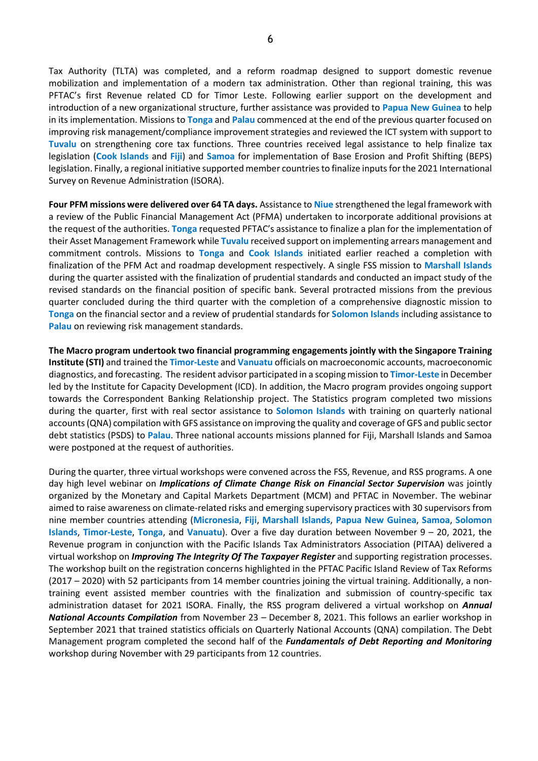Tax Authority (TLTA) was completed, and a reform roadmap designed to support domestic revenue mobilization and implementation of a modern tax administration. Other than regional training, this was PFTAC's first Revenue related CD for Timor Leste. Following earlier support on the development and introduction of a new organizational structure, further assistance was provided to **Papua New Guinea** to help in its implementation. Missions to **Tonga** and **Palau** commenced at the end of the previous quarter focused on improving risk management/compliance improvement strategies and reviewed the ICT system with support to **Tuvalu** on strengthening core tax functions. Three countries received legal assistance to help finalize tax legislation (**Cook Islands** and **Fiji**) and **Samoa** for implementation of Base Erosion and Profit Shifting (BEPS) legislation. Finally, a regional initiative supported member countries to finalize inputs for the 2021 International Survey on Revenue Administration (ISORA).

**Four PFM missions were delivered over 64 TA days.** Assistance to **Niue** strengthened the legal framework with a review of the Public Financial Management Act (PFMA) undertaken to incorporate additional provisions at the request of the authorities. **Tonga** requested PFTAC's assistance to finalize a plan for the implementation of their Asset Management Framework while **Tuvalu** received support on implementing arrears management and commitment controls. Missions to **Tonga** and **Cook Islands** initiated earlier reached a completion with finalization of the PFM Act and roadmap development respectively. A single FSS mission to **Marshall Islands** during the quarter assisted with the finalization of prudential standards and conducted an impact study of the revised standards on the financial position of specific bank. Several protracted missions from the previous quarter concluded during the third quarter with the completion of a comprehensive diagnostic mission to **Tonga** on the financial sector and a review of prudential standards for **Solomon Islands** including assistance to **Palau** on reviewing risk management standards.

**The Macro program undertook two financial programming engagements jointly with the Singapore Training Institute (STI)** and trained the **Timor-Leste** and **Vanuatu** officials on macroeconomic accounts, macroeconomic diagnostics, and forecasting. The resident advisor participated in a scoping mission to **Timor-Leste** in December led by the Institute for Capacity Development (ICD). In addition, the Macro program provides ongoing support towards the Correspondent Banking Relationship project. The Statistics program completed two missions during the quarter, first with real sector assistance to **Solomon Islands** with training on quarterly national accounts (QNA) compilation with GFS assistance on improving the quality and coverage of GFS and public sector debt statistics (PSDS) to **Palau**. Three national accounts missions planned for Fiji, Marshall Islands and Samoa were postponed at the request of authorities.

During the quarter, three virtual workshops were convened across the FSS, Revenue, and RSS programs. A one day high level webinar on ***Implications of Climate Change Risk on Financial Sector Supervision*** was jointly organized by the Monetary and Capital Markets Department (MCM) and PFTAC in November. The webinar aimed to raise awareness on climate-related risks and emerging supervisory practices with 30 supervisors from nine member countries attending (**Micronesia**, **Fiji**, **Marshall Islands**, **Papua New Guinea**, **Samoa**, **Solomon Islands**, **Timor-Leste**, **Tonga**, and **Vanuatu**). Over a five day duration between November 9 – 20, 2021, the Revenue program in conjunction with the Pacific Islands Tax Administrators Association (PITAA) delivered a virtual workshop on ***Improving The Integrity Of The Taxpayer Register*** and supporting registration processes. The workshop built on the registration concerns highlighted in the PFTAC Pacific Island Review of Tax Reforms (2017 – 2020) with 52 participants from 14 member countries joining the virtual training. Additionally, a non-training event assisted member countries with the finalization and submission of country-specific tax administration dataset for 2021 ISORA. Finally, the RSS program delivered a virtual workshop on ***Annual National Accounts Compilation*** from November 23 – December 8, 2021. This follows an earlier workshop in September 2021 that trained statistics officials on Quarterly National Accounts (QNA) compilation. The Debt Management program completed the second half of the ***Fundamentals of Debt Reporting and Monitoring*** workshop during November with 29 participants from 12 countries.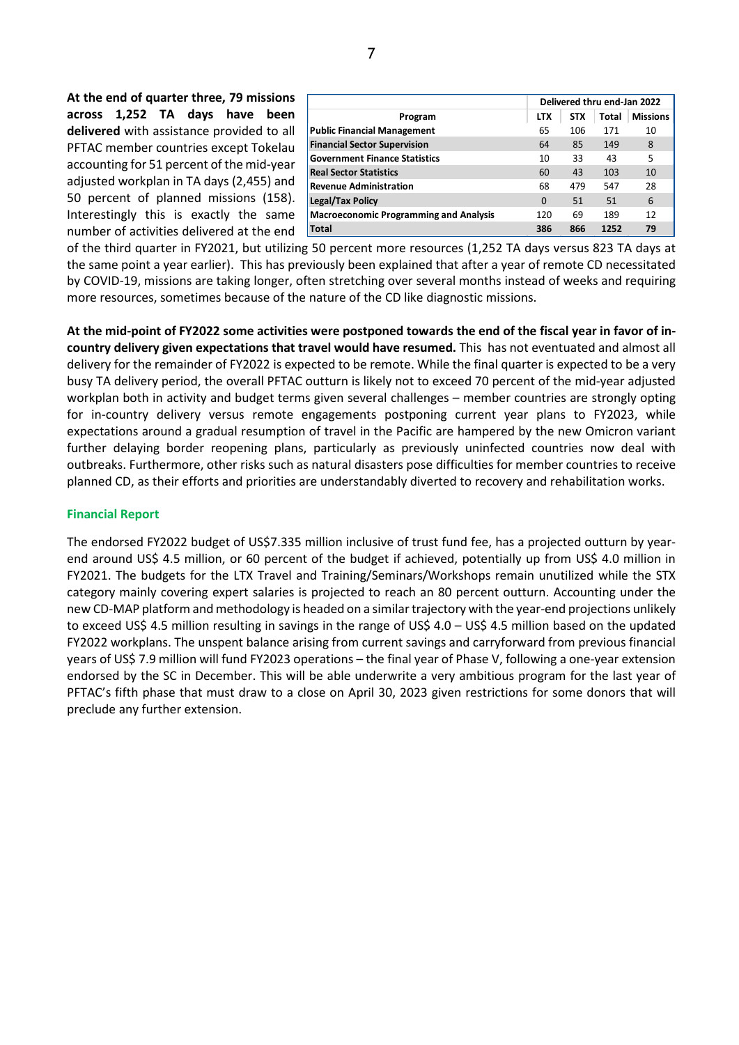**At the end of quarter three, 79 missions across 1,252 TA days have been delivered** with assistance provided to all PFTAC member countries except Tokelau accounting for 51 percent of the mid-year adjusted workplan in TA days (2,455) and 50 percent of planned missions (158). Interestingly this is exactly the same number of activities delivered at the end of the third quarter in FY2021, but utilizing 50 percent more resources (1,252 TA days versus 823 TA days at the same point a year earlier). This has previously been explained that after a year of remote CD necessitated by COVID-19, missions are taking longer, often stretching over several months instead of weeks and requiring more resources, sometimes because of the nature of the CD like diagnostic missions.

| | Delivered thru end-Jan 2022 | | | |
|---|---|---|---|---|
| **Program** | **LTX** | **STX** | **Total** | **Missions** |
| **Public Financial Management** | 65 | 106 | 171 | 10 |
| **Financial Sector Supervision** | 64 | 85 | 149 | 8 |
| **Government Finance Statistics** | 10 | 33 | 43 | 5 |
| **Real Sector Statistics** | 60 | 43 | 103 | 10 |
| **Revenue Administration** | 68 | 479 | 547 | 28 |
| **Legal/Tax Policy** | 0 | 51 | 51 | 6 |
| **Macroeconomic Programming and Analysis** | 120 | 69 | 189 | 12 |
| **Total** | **386** | **866** | **1252** | **79** |

**At the mid-point of FY2022 some activities were postponed towards the end of the fiscal year in favor of in-country delivery given expectations that travel would have resumed.** This has not eventuated and almost all delivery for the remainder of FY2022 is expected to be remote. While the final quarter is expected to be a very busy TA delivery period, the overall PFTAC outturn is likely not to exceed 70 percent of the mid-year adjusted workplan both in activity and budget terms given several challenges – member countries are strongly opting for in-country delivery versus remote engagements postponing current year plans to FY2023, while expectations around a gradual resumption of travel in the Pacific are hampered by the new Omicron variant further delaying border reopening plans, particularly as previously uninfected countries now deal with outbreaks. Furthermore, other risks such as natural disasters pose difficulties for member countries to receive planned CD, as their efforts and priorities are understandably diverted to recovery and rehabilitation works.

### Financial Report

The endorsed FY2022 budget of US$7.335 million inclusive of trust fund fee, has a projected outturn by year-end around US$ 4.5 million, or 60 percent of the budget if achieved, potentially up from US$ 4.0 million in FY2021. The budgets for the LTX Travel and Training/Seminars/Workshops remain unutilized while the STX category mainly covering expert salaries is projected to reach an 80 percent outturn. Accounting under the new CD-MAP platform and methodology is headed on a similar trajectory with the year-end projections unlikely to exceed US$ 4.5 million resulting in savings in the range of US$ 4.0 – US$ 4.5 million based on the updated FY2022 workplans. The unspent balance arising from current savings and carryforward from previous financial years of US$ 7.9 million will fund FY2023 operations – the final year of Phase V, following a one-year extension endorsed by the SC in December. This will be able underwrite a very ambitious program for the last year of PFTAC's fifth phase that must draw to a close on April 30, 2023 given restrictions for some donors that will preclude any further extension.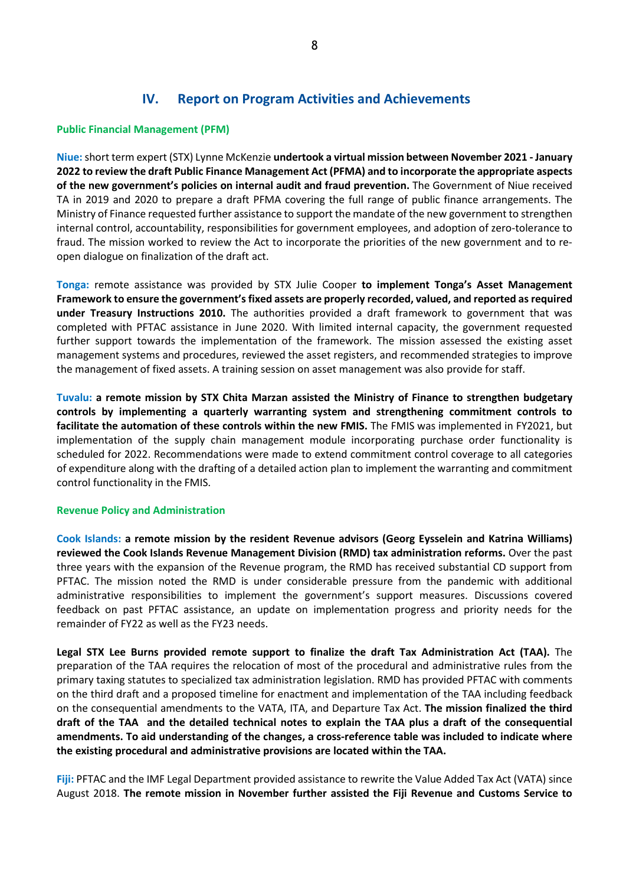## IV. Report on Program Activities and Achievements

### Public Financial Management (PFM)

**Niue:** short term expert (STX) Lynne McKenzie **undertook a virtual mission between November 2021 - January 2022 to review the draft Public Finance Management Act (PFMA) and to incorporate the appropriate aspects of the new government's policies on internal audit and fraud prevention.** The Government of Niue received TA in 2019 and 2020 to prepare a draft PFMA covering the full range of public finance arrangements. The Ministry of Finance requested further assistance to support the mandate of the new government to strengthen internal control, accountability, responsibilities for government employees, and adoption of zero-tolerance to fraud. The mission worked to review the Act to incorporate the priorities of the new government and to re-open dialogue on finalization of the draft act.

**Tonga:** remote assistance was provided by STX Julie Cooper **to implement Tonga's Asset Management Framework to ensure the government's fixed assets are properly recorded, valued, and reported as required under Treasury Instructions 2010.** The authorities provided a draft framework to government that was completed with PFTAC assistance in June 2020. With limited internal capacity, the government requested further support towards the implementation of the framework. The mission assessed the existing asset management systems and procedures, reviewed the asset registers, and recommended strategies to improve the management of fixed assets. A training session on asset management was also provide for staff.

**Tuvalu:** **a remote mission by STX Chita Marzan assisted the Ministry of Finance to strengthen budgetary controls by implementing a quarterly warranting system and strengthening commitment controls to facilitate the automation of these controls within the new FMIS.** The FMIS was implemented in FY2021, but implementation of the supply chain management module incorporating purchase order functionality is scheduled for 2022. Recommendations were made to extend commitment control coverage to all categories of expenditure along with the drafting of a detailed action plan to implement the warranting and commitment control functionality in the FMIS.

### Revenue Policy and Administration

**Cook Islands:** **a remote mission by the resident Revenue advisors (Georg Eysselein and Katrina Williams) reviewed the Cook Islands Revenue Management Division (RMD) tax administration reforms.** Over the past three years with the expansion of the Revenue program, the RMD has received substantial CD support from PFTAC. The mission noted the RMD is under considerable pressure from the pandemic with additional administrative responsibilities to implement the government's support measures. Discussions covered feedback on past PFTAC assistance, an update on implementation progress and priority needs for the remainder of FY22 as well as the FY23 needs.

**Legal STX Lee Burns provided remote support to finalize the draft Tax Administration Act (TAA).** The preparation of the TAA requires the relocation of most of the procedural and administrative rules from the primary taxing statutes to specialized tax administration legislation. RMD has provided PFTAC with comments on the third draft and a proposed timeline for enactment and implementation of the TAA including feedback on the consequential amendments to the VATA, ITA, and Departure Tax Act. **The mission finalized the third draft of the TAA and the detailed technical notes to explain the TAA plus a draft of the consequential amendments. To aid understanding of the changes, a cross-reference table was included to indicate where the existing procedural and administrative provisions are located within the TAA.**

**Fiji:** PFTAC and the IMF Legal Department provided assistance to rewrite the Value Added Tax Act (VATA) since August 2018. **The remote mission in November further assisted the Fiji Revenue and Customs Service to**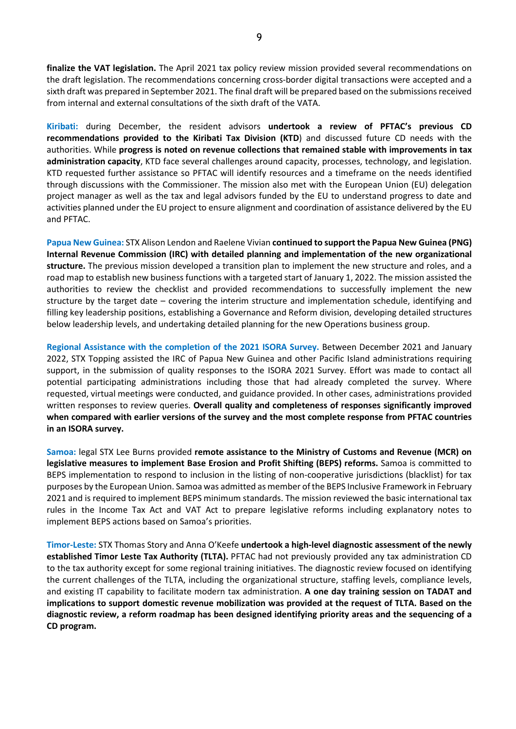**finalize the VAT legislation.** The April 2021 tax policy review mission provided several recommendations on the draft legislation. The recommendations concerning cross-border digital transactions were accepted and a sixth draft was prepared in September 2021. The final draft will be prepared based on the submissions received from internal and external consultations of the sixth draft of the VATA.

**Kiribati:** during December, the resident advisors **undertook a review of PFTAC's previous CD recommendations provided to the Kiribati Tax Division (KTD**) and discussed future CD needs with the authorities. While **progress is noted on revenue collections that remained stable with improvements in tax administration capacity**, KTD face several challenges around capacity, processes, technology, and legislation. KTD requested further assistance so PFTAC will identify resources and a timeframe on the needs identified through discussions with the Commissioner. The mission also met with the European Union (EU) delegation project manager as well as the tax and legal advisors funded by the EU to understand progress to date and activities planned under the EU project to ensure alignment and coordination of assistance delivered by the EU and PFTAC.

**Papua New Guinea:** STX Alison Lendon and Raelene Vivian **continued to support the Papua New Guinea (PNG) Internal Revenue Commission (IRC) with detailed planning and implementation of the new organizational structure.** The previous mission developed a transition plan to implement the new structure and roles, and a road map to establish new business functions with a targeted start of January 1, 2022. The mission assisted the authorities to review the checklist and provided recommendations to successfully implement the new structure by the target date – covering the interim structure and implementation schedule, identifying and filling key leadership positions, establishing a Governance and Reform division, developing detailed structures below leadership levels, and undertaking detailed planning for the new Operations business group.

**Regional Assistance with the completion of the 2021 ISORA Survey.** Between December 2021 and January 2022, STX Topping assisted the IRC of Papua New Guinea and other Pacific Island administrations requiring support, in the submission of quality responses to the ISORA 2021 Survey. Effort was made to contact all potential participating administrations including those that had already completed the survey. Where requested, virtual meetings were conducted, and guidance provided. In other cases, administrations provided written responses to review queries. **Overall quality and completeness of responses significantly improved when compared with earlier versions of the survey and the most complete response from PFTAC countries in an ISORA survey.**

**Samoa:** legal STX Lee Burns provided **remote assistance to the Ministry of Customs and Revenue (MCR) on legislative measures to implement Base Erosion and Profit Shifting (BEPS) reforms.** Samoa is committed to BEPS implementation to respond to inclusion in the listing of non-cooperative jurisdictions (blacklist) for tax purposes by the European Union. Samoa was admitted as member of the BEPS Inclusive Framework in February 2021 and is required to implement BEPS minimum standards. The mission reviewed the basic international tax rules in the Income Tax Act and VAT Act to prepare legislative reforms including explanatory notes to implement BEPS actions based on Samoa's priorities.

**Timor-Leste:** STX Thomas Story and Anna O'Keefe **undertook a high-level diagnostic assessment of the newly established Timor Leste Tax Authority (TLTA).** PFTAC had not previously provided any tax administration CD to the tax authority except for some regional training initiatives. The diagnostic review focused on identifying the current challenges of the TLTA, including the organizational structure, staffing levels, compliance levels, and existing IT capability to facilitate modern tax administration. **A one day training session on TADAT and implications to support domestic revenue mobilization was provided at the request of TLTA. Based on the diagnostic review, a reform roadmap has been designed identifying priority areas and the sequencing of a CD program.**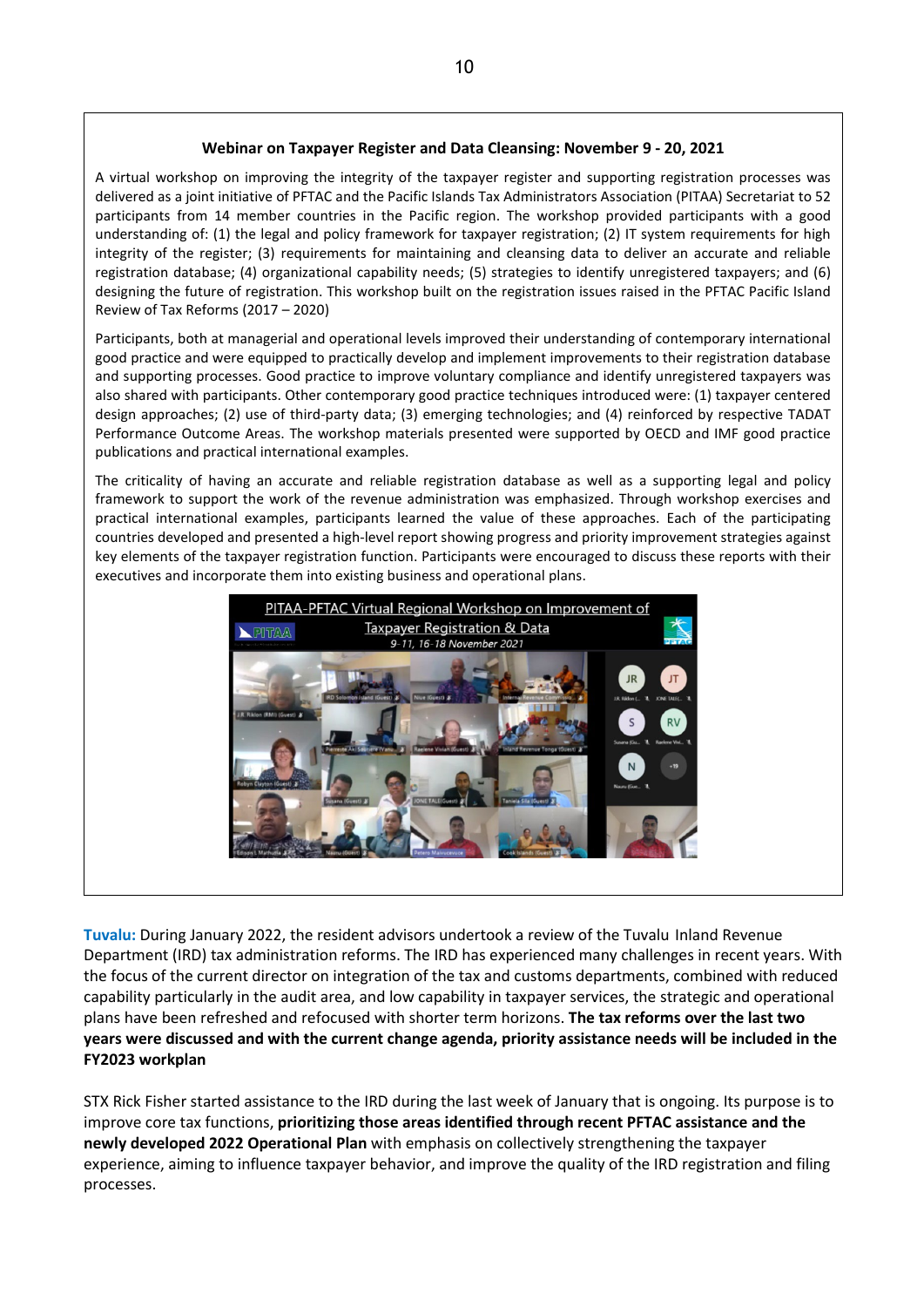**Webinar on Taxpayer Register and Data Cleansing: November 9 - 20, 2021**

A virtual workshop on improving the integrity of the taxpayer register and supporting registration processes was delivered as a joint initiative of PFTAC and the Pacific Islands Tax Administrators Association (PITAA) Secretariat to 52 participants from 14 member countries in the Pacific region. The workshop provided participants with a good understanding of: (1) the legal and policy framework for taxpayer registration; (2) IT system requirements for high integrity of the register; (3) requirements for maintaining and cleansing data to deliver an accurate and reliable registration database; (4) organizational capability needs; (5) strategies to identify unregistered taxpayers; and (6) designing the future of registration. This workshop built on the registration issues raised in the PFTAC Pacific Island Review of Tax Reforms (2017 – 2020)

Participants, both at managerial and operational levels improved their understanding of contemporary international good practice and were equipped to practically develop and implement improvements to their registration database and supporting processes. Good practice to improve voluntary compliance and identify unregistered taxpayers was also shared with participants. Other contemporary good practice techniques introduced were: (1) taxpayer centered design approaches; (2) use of third-party data; (3) emerging technologies; and (4) reinforced by respective TADAT Performance Outcome Areas. The workshop materials presented were supported by OECD and IMF good practice publications and practical international examples.

The criticality of having an accurate and reliable registration database as well as a supporting legal and policy framework to support the work of the revenue administration was emphasized. Through workshop exercises and practical international examples, participants learned the value of these approaches. Each of the participating countries developed and presented a high-level report showing progress and priority improvement strategies against key elements of the taxpayer registration function. Participants were encouraged to discuss these reports with their executives and incorporate them into existing business and operational plans.

**Tuvalu:** During January 2022, the resident advisors undertook a review of the Tuvalu Inland Revenue Department (IRD) tax administration reforms. The IRD has experienced many challenges in recent years. With the focus of the current director on integration of the tax and customs departments, combined with reduced capability particularly in the audit area, and low capability in taxpayer services, the strategic and operational plans have been refreshed and refocused with shorter term horizons. **The tax reforms over the last two years were discussed and with the current change agenda, priority assistance needs will be included in the FY2023 workplan**

STX Rick Fisher started assistance to the IRD during the last week of January that is ongoing. Its purpose is to improve core tax functions, **prioritizing those areas identified through recent PFTAC assistance and the newly developed 2022 Operational Plan** with emphasis on collectively strengthening the taxpayer experience, aiming to influence taxpayer behavior, and improve the quality of the IRD registration and filing processes.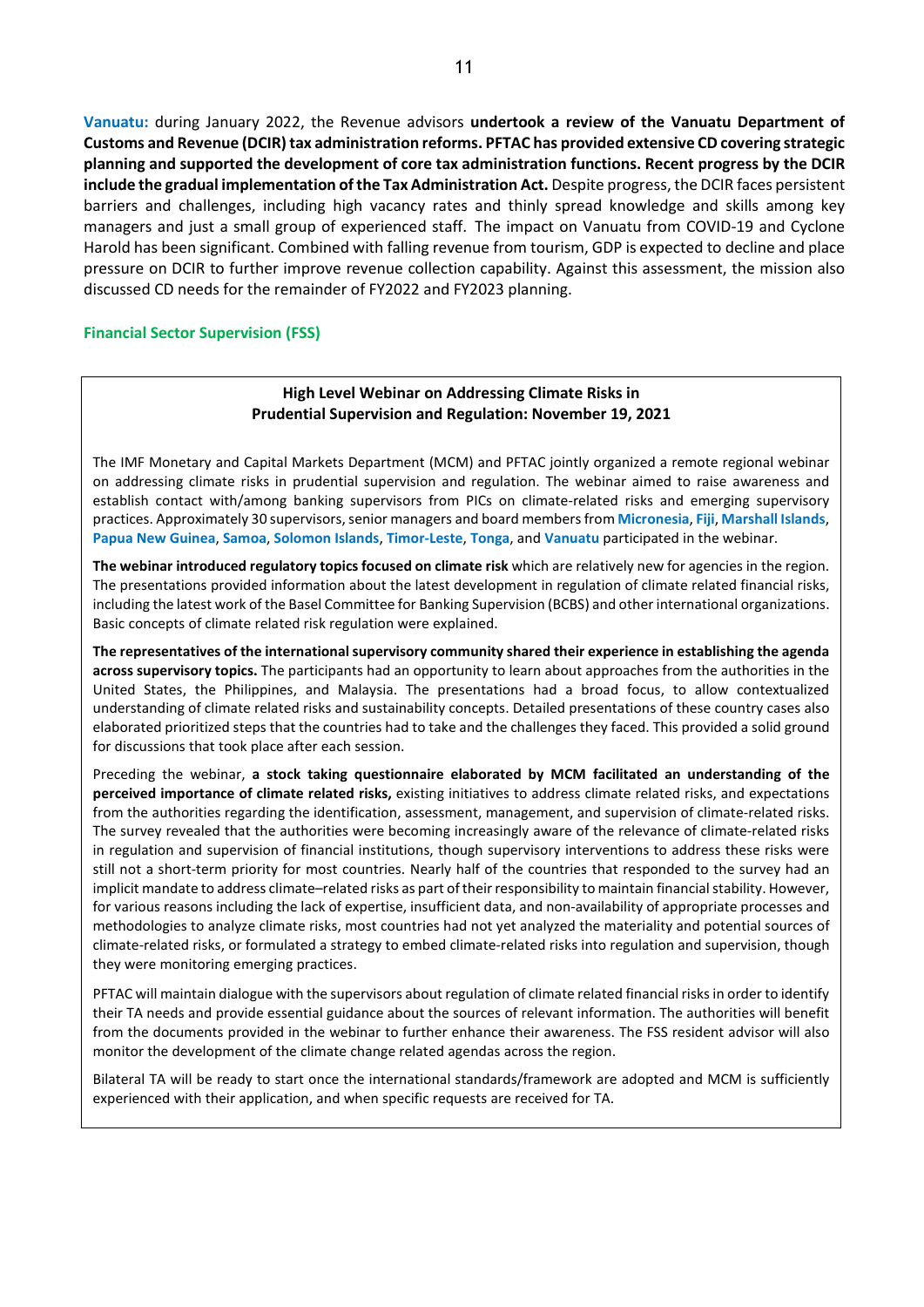**Vanuatu:** during January 2022, the Revenue advisors **undertook a review of the Vanuatu Department of Customs and Revenue (DCIR) tax administration reforms. PFTAC has provided extensive CD covering strategic planning and supported the development of core tax administration functions. Recent progress by the DCIR include the gradual implementation of the Tax Administration Act.** Despite progress, the DCIR faces persistent barriers and challenges, including high vacancy rates and thinly spread knowledge and skills among key managers and just a small group of experienced staff. The impact on Vanuatu from COVID-19 and Cyclone Harold has been significant. Combined with falling revenue from tourism, GDP is expected to decline and place pressure on DCIR to further improve revenue collection capability. Against this assessment, the mission also discussed CD needs for the remainder of FY2022 and FY2023 planning.

## Financial Sector Supervision (FSS)

### High Level Webinar on Addressing Climate Risks in Prudential Supervision and Regulation: November 19, 2021

The IMF Monetary and Capital Markets Department (MCM) and PFTAC jointly organized a remote regional webinar on addressing climate risks in prudential supervision and regulation. The webinar aimed to raise awareness and establish contact with/among banking supervisors from PICs on climate-related risks and emerging supervisory practices. Approximately 30 supervisors, senior managers and board members from **Micronesia**, **Fiji**, **Marshall Islands**, **Papua New Guinea**, **Samoa**, **Solomon Islands**, **Timor-Leste**, **Tonga**, and **Vanuatu** participated in the webinar.

**The webinar introduced regulatory topics focused on climate risk** which are relatively new for agencies in the region. The presentations provided information about the latest development in regulation of climate related financial risks, including the latest work of the Basel Committee for Banking Supervision (BCBS) and other international organizations. Basic concepts of climate related risk regulation were explained.

**The representatives of the international supervisory community shared their experience in establishing the agenda across supervisory topics.** The participants had an opportunity to learn about approaches from the authorities in the United States, the Philippines, and Malaysia. The presentations had a broad focus, to allow contextualized understanding of climate related risks and sustainability concepts. Detailed presentations of these country cases also elaborated prioritized steps that the countries had to take and the challenges they faced. This provided a solid ground for discussions that took place after each session.

Preceding the webinar, **a stock taking questionnaire elaborated by MCM facilitated an understanding of the perceived importance of climate related risks,** existing initiatives to address climate related risks, and expectations from the authorities regarding the identification, assessment, management, and supervision of climate-related risks. The survey revealed that the authorities were becoming increasingly aware of the relevance of climate-related risks in regulation and supervision of financial institutions, though supervisory interventions to address these risks were still not a short-term priority for most countries. Nearly half of the countries that responded to the survey had an implicit mandate to address climate–related risks as part of their responsibility to maintain financial stability. However, for various reasons including the lack of expertise, insufficient data, and non-availability of appropriate processes and methodologies to analyze climate risks, most countries had not yet analyzed the materiality and potential sources of climate-related risks, or formulated a strategy to embed climate-related risks into regulation and supervision, though they were monitoring emerging practices.

PFTAC will maintain dialogue with the supervisors about regulation of climate related financial risks in order to identify their TA needs and provide essential guidance about the sources of relevant information. The authorities will benefit from the documents provided in the webinar to further enhance their awareness. The FSS resident advisor will also monitor the development of the climate change related agendas across the region.

Bilateral TA will be ready to start once the international standards/framework are adopted and MCM is sufficiently experienced with their application, and when specific requests are received for TA.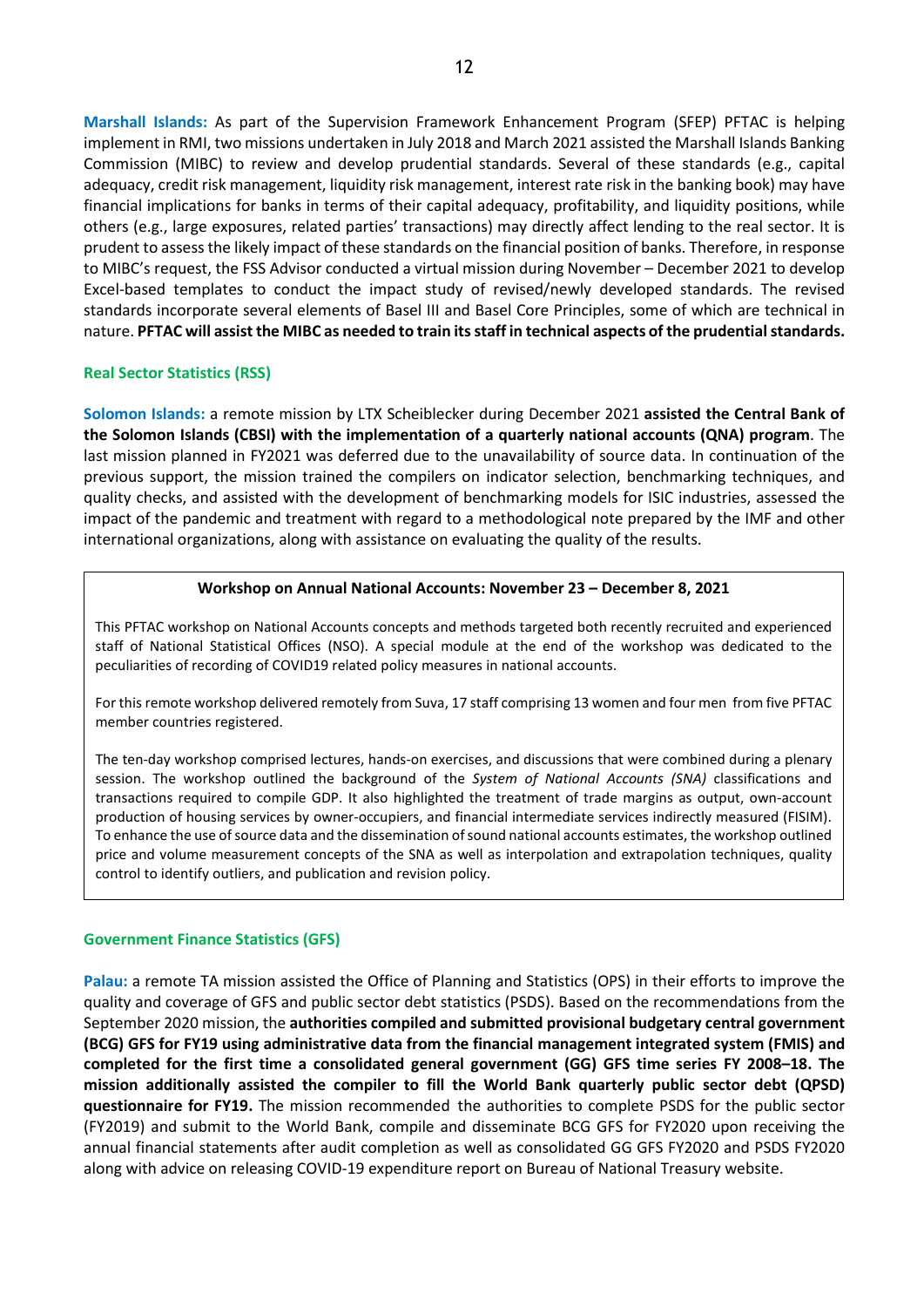**Marshall Islands:** As part of the Supervision Framework Enhancement Program (SFEP) PFTAC is helping implement in RMI, two missions undertaken in July 2018 and March 2021 assisted the Marshall Islands Banking Commission (MIBC) to review and develop prudential standards. Several of these standards (e.g., capital adequacy, credit risk management, liquidity risk management, interest rate risk in the banking book) may have financial implications for banks in terms of their capital adequacy, profitability, and liquidity positions, while others (e.g., large exposures, related parties' transactions) may directly affect lending to the real sector. It is prudent to assess the likely impact of these standards on the financial position of banks. Therefore, in response to MIBC's request, the FSS Advisor conducted a virtual mission during November – December 2021 to develop Excel-based templates to conduct the impact study of revised/newly developed standards. The revised standards incorporate several elements of Basel III and Basel Core Principles, some of which are technical in nature. **PFTAC will assist the MIBC as needed to train its staff in technical aspects of the prudential standards.**

### Real Sector Statistics (RSS)

**Solomon Islands:** a remote mission by LTX Scheiblecker during December 2021 **assisted the Central Bank of the Solomon Islands (CBSI) with the implementation of a quarterly national accounts (QNA) program**. The last mission planned in FY2021 was deferred due to the unavailability of source data. In continuation of the previous support, the mission trained the compilers on indicator selection, benchmarking techniques, and quality checks, and assisted with the development of benchmarking models for ISIC industries, assessed the impact of the pandemic and treatment with regard to a methodological note prepared by the IMF and other international organizations, along with assistance on evaluating the quality of the results.

> **Workshop on Annual National Accounts: November 23 – December 8, 2021**
>
> This PFTAC workshop on National Accounts concepts and methods targeted both recently recruited and experienced staff of National Statistical Offices (NSO). A special module at the end of the workshop was dedicated to the peculiarities of recording of COVID19 related policy measures in national accounts.
>
> For this remote workshop delivered remotely from Suva, 17 staff comprising 13 women and four men from five PFTAC member countries registered.
>
> The ten-day workshop comprised lectures, hands-on exercises, and discussions that were combined during a plenary session. The workshop outlined the background of the *System of National Accounts (SNA)* classifications and transactions required to compile GDP. It also highlighted the treatment of trade margins as output, own-account production of housing services by owner-occupiers, and financial intermediate services indirectly measured (FISIM). To enhance the use of source data and the dissemination of sound national accounts estimates, the workshop outlined price and volume measurement concepts of the SNA as well as interpolation and extrapolation techniques, quality control to identify outliers, and publication and revision policy.

### Government Finance Statistics (GFS)

**Palau:** a remote TA mission assisted the Office of Planning and Statistics (OPS) in their efforts to improve the quality and coverage of GFS and public sector debt statistics (PSDS). Based on the recommendations from the September 2020 mission, the **authorities compiled and submitted provisional budgetary central government (BCG) GFS for FY19 using administrative data from the financial management integrated system (FMIS) and completed for the first time a consolidated general government (GG) GFS time series FY 2008–18. The mission additionally assisted the compiler to fill the World Bank quarterly public sector debt (QPSD) questionnaire for FY19.** The mission recommended the authorities to complete PSDS for the public sector (FY2019) and submit to the World Bank, compile and disseminate BCG GFS for FY2020 upon receiving the annual financial statements after audit completion as well as consolidated GG GFS FY2020 and PSDS FY2020 along with advice on releasing COVID-19 expenditure report on Bureau of National Treasury website.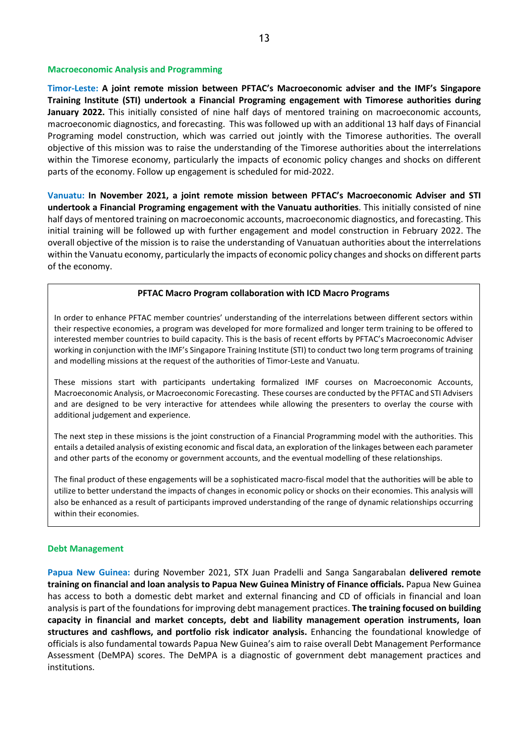### Macroeconomic Analysis and Programming

**Timor-Leste: A joint remote mission between PFTAC's Macroeconomic adviser and the IMF's Singapore Training Institute (STI) undertook a Financial Programing engagement with Timorese authorities during January 2022.** This initially consisted of nine half days of mentored training on macroeconomic accounts, macroeconomic diagnostics, and forecasting. This was followed up with an additional 13 half days of Financial Programing model construction, which was carried out jointly with the Timorese authorities. The overall objective of this mission was to raise the understanding of the Timorese authorities about the interrelations within the Timorese economy, particularly the impacts of economic policy changes and shocks on different parts of the economy. Follow up engagement is scheduled for mid-2022.

**Vanuatu: In November 2021, a joint remote mission between PFTAC's Macroeconomic Adviser and STI undertook a Financial Programing engagement with the Vanuatu authorities**. This initially consisted of nine half days of mentored training on macroeconomic accounts, macroeconomic diagnostics, and forecasting. This initial training will be followed up with further engagement and model construction in February 2022. The overall objective of the mission is to raise the understanding of Vanuatuan authorities about the interrelations within the Vanuatu economy, particularly the impacts of economic policy changes and shocks on different parts of the economy.

> **PFTAC Macro Program collaboration with ICD Macro Programs**
>
> In order to enhance PFTAC member countries' understanding of the interrelations between different sectors within their respective economies, a program was developed for more formalized and longer term training to be offered to interested member countries to build capacity. This is the basis of recent efforts by PFTAC's Macroeconomic Adviser working in conjunction with the IMF's Singapore Training Institute (STI) to conduct two long term programs of training and modelling missions at the request of the authorities of Timor-Leste and Vanuatu.
>
> These missions start with participants undertaking formalized IMF courses on Macroeconomic Accounts, Macroeconomic Analysis, or Macroeconomic Forecasting. These courses are conducted by the PFTAC and STI Advisers and are designed to be very interactive for attendees while allowing the presenters to overlay the course with additional judgement and experience.
>
> The next step in these missions is the joint construction of a Financial Programming model with the authorities. This entails a detailed analysis of existing economic and fiscal data, an exploration of the linkages between each parameter and other parts of the economy or government accounts, and the eventual modelling of these relationships.
>
> The final product of these engagements will be a sophisticated macro-fiscal model that the authorities will be able to utilize to better understand the impacts of changes in economic policy or shocks on their economies. This analysis will also be enhanced as a result of participants improved understanding of the range of dynamic relationships occurring within their economies.

### Debt Management

**Papua New Guinea:** during November 2021, STX Juan Pradelli and Sanga Sangarabalan **delivered remote training on financial and loan analysis to Papua New Guinea Ministry of Finance officials.** Papua New Guinea has access to both a domestic debt market and external financing and CD of officials in financial and loan analysis is part of the foundations for improving debt management practices. **The training focused on building capacity in financial and market concepts, debt and liability management operation instruments, loan structures and cashflows, and portfolio risk indicator analysis.** Enhancing the foundational knowledge of officials is also fundamental towards Papua New Guinea's aim to raise overall Debt Management Performance Assessment (DeMPA) scores. The DeMPA is a diagnostic of government debt management practices and institutions.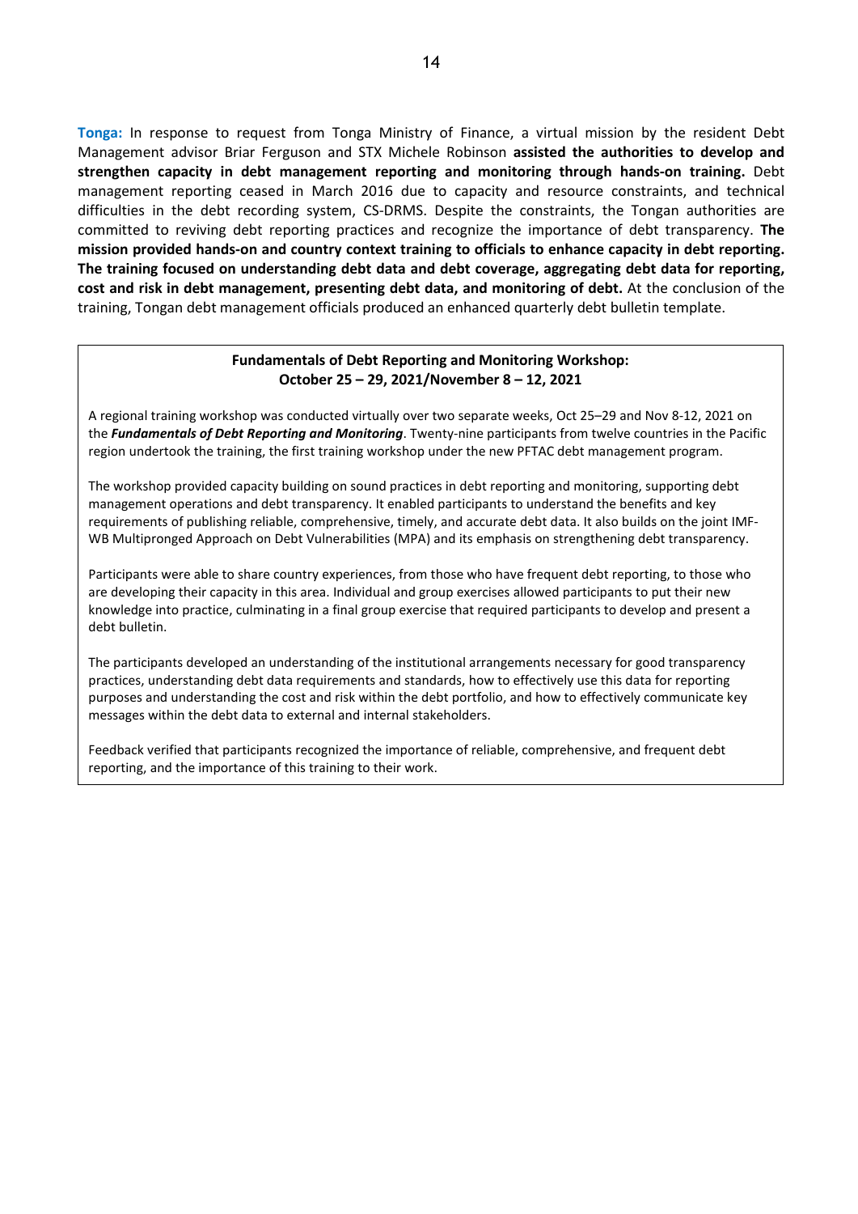**Tonga:** In response to request from Tonga Ministry of Finance, a virtual mission by the resident Debt Management advisor Briar Ferguson and STX Michele Robinson **assisted the authorities to develop and strengthen capacity in debt management reporting and monitoring through hands-on training.** Debt management reporting ceased in March 2016 due to capacity and resource constraints, and technical difficulties in the debt recording system, CS-DRMS. Despite the constraints, the Tongan authorities are committed to reviving debt reporting practices and recognize the importance of debt transparency. **The mission provided hands-on and country context training to officials to enhance capacity in debt reporting. The training focused on understanding debt data and debt coverage, aggregating debt data for reporting, cost and risk in debt management, presenting debt data, and monitoring of debt.** At the conclusion of the training, Tongan debt management officials produced an enhanced quarterly debt bulletin template.

**Fundamentals of Debt Reporting and Monitoring Workshop: October 25 – 29, 2021/November 8 – 12, 2021**

A regional training workshop was conducted virtually over two separate weeks, Oct 25–29 and Nov 8-12, 2021 on the ***Fundamentals of Debt Reporting and Monitoring***. Twenty-nine participants from twelve countries in the Pacific region undertook the training, the first training workshop under the new PFTAC debt management program.

The workshop provided capacity building on sound practices in debt reporting and monitoring, supporting debt management operations and debt transparency. It enabled participants to understand the benefits and key requirements of publishing reliable, comprehensive, timely, and accurate debt data. It also builds on the joint IMF-WB Multipronged Approach on Debt Vulnerabilities (MPA) and its emphasis on strengthening debt transparency.

Participants were able to share country experiences, from those who have frequent debt reporting, to those who are developing their capacity in this area. Individual and group exercises allowed participants to put their new knowledge into practice, culminating in a final group exercise that required participants to develop and present a debt bulletin.

The participants developed an understanding of the institutional arrangements necessary for good transparency practices, understanding debt data requirements and standards, how to effectively use this data for reporting purposes and understanding the cost and risk within the debt portfolio, and how to effectively communicate key messages within the debt data to external and internal stakeholders.

Feedback verified that participants recognized the importance of reliable, comprehensive, and frequent debt reporting, and the importance of this training to their work.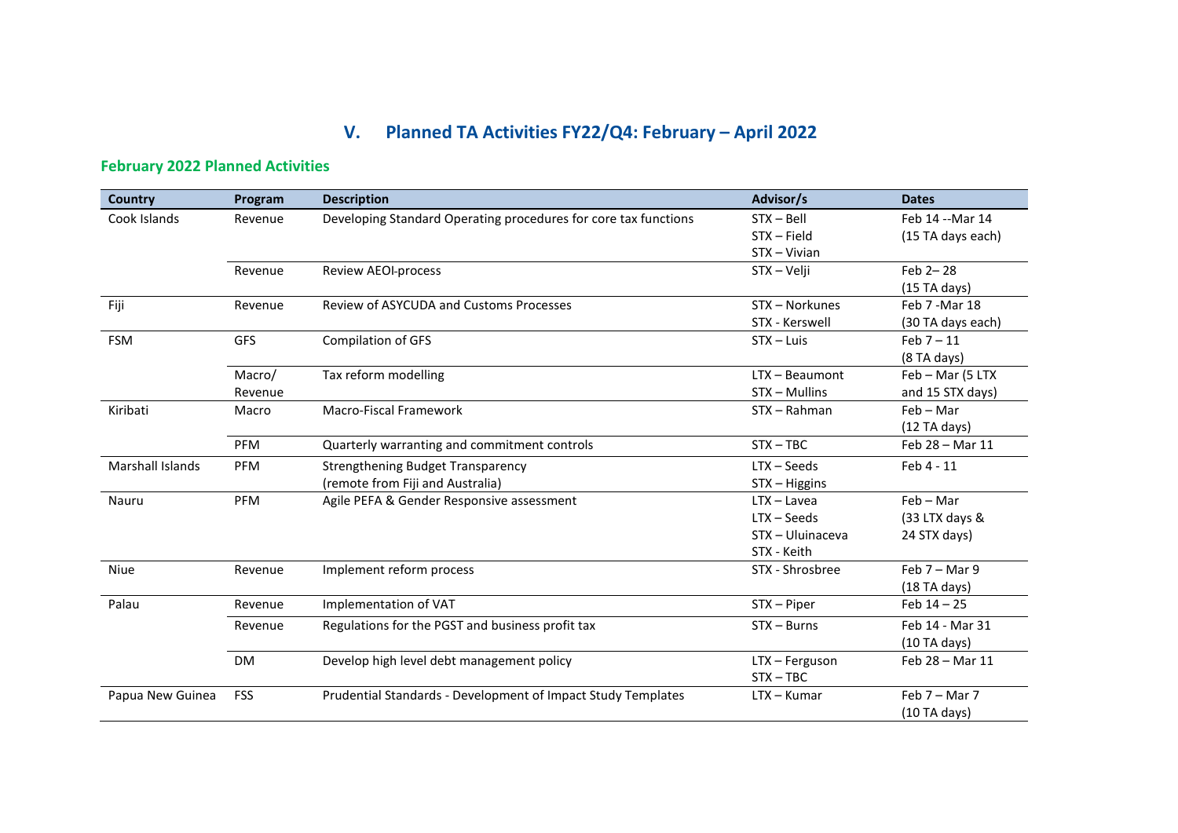# V. Planned TA Activities FY22/Q4: February – April 2022

## February 2022 Planned Activities

| Country | Program | Description | Advisor/s | Dates |
|---|---|---|---|---|
| Cook Islands | Revenue | Developing Standard Operating procedures for core tax functions | STX – Bell<br>STX – Field<br>STX – Vivian | Feb 14 --Mar 14<br>(15 TA days each) |
| | Revenue | Review AEOI-process | STX – Velji | Feb 2– 28<br>(15 TA days) |
| Fiji | Revenue | Review of ASYCUDA and Customs Processes | STX – Norkunes<br>STX - Kerswell | Feb 7 -Mar 18<br>(30 TA days each) |
| FSM | GFS | Compilation of GFS | STX – Luis | Feb 7 – 11<br>(8 TA days) |
| | Macro/<br>Revenue | Tax reform modelling | LTX – Beaumont<br>STX – Mullins | Feb – Mar (5 LTX and 15 STX days) |
| Kiribati | Macro | Macro-Fiscal Framework | STX – Rahman | Feb – Mar<br>(12 TA days) |
| | PFM | Quarterly warranting and commitment controls | STX – TBC | Feb 28 – Mar 11 |
| Marshall Islands | PFM | Strengthening Budget Transparency<br>(remote from Fiji and Australia) | LTX – Seeds<br>STX – Higgins | Feb 4 - 11 |
| Nauru | PFM | Agile PEFA & Gender Responsive assessment | LTX – Lavea<br>LTX – Seeds<br>STX – Uluinaceva<br>STX - Keith | Feb – Mar<br>(33 LTX days & 24 STX days) |
| Niue | Revenue | Implement reform process | STX - Shrosbree | Feb 7 – Mar 9<br>(18 TA days) |
| Palau | Revenue | Implementation of VAT | STX – Piper | Feb 14 – 25 |
| | Revenue | Regulations for the PGST and business profit tax | STX – Burns | Feb 14 - Mar 31<br>(10 TA days) |
| | DM | Develop high level debt management policy | LTX – Ferguson<br>STX – TBC | Feb 28 – Mar 11 |
| Papua New Guinea | FSS | Prudential Standards - Development of Impact Study Templates | LTX – Kumar | Feb 7 – Mar 7<br>(10 TA days) |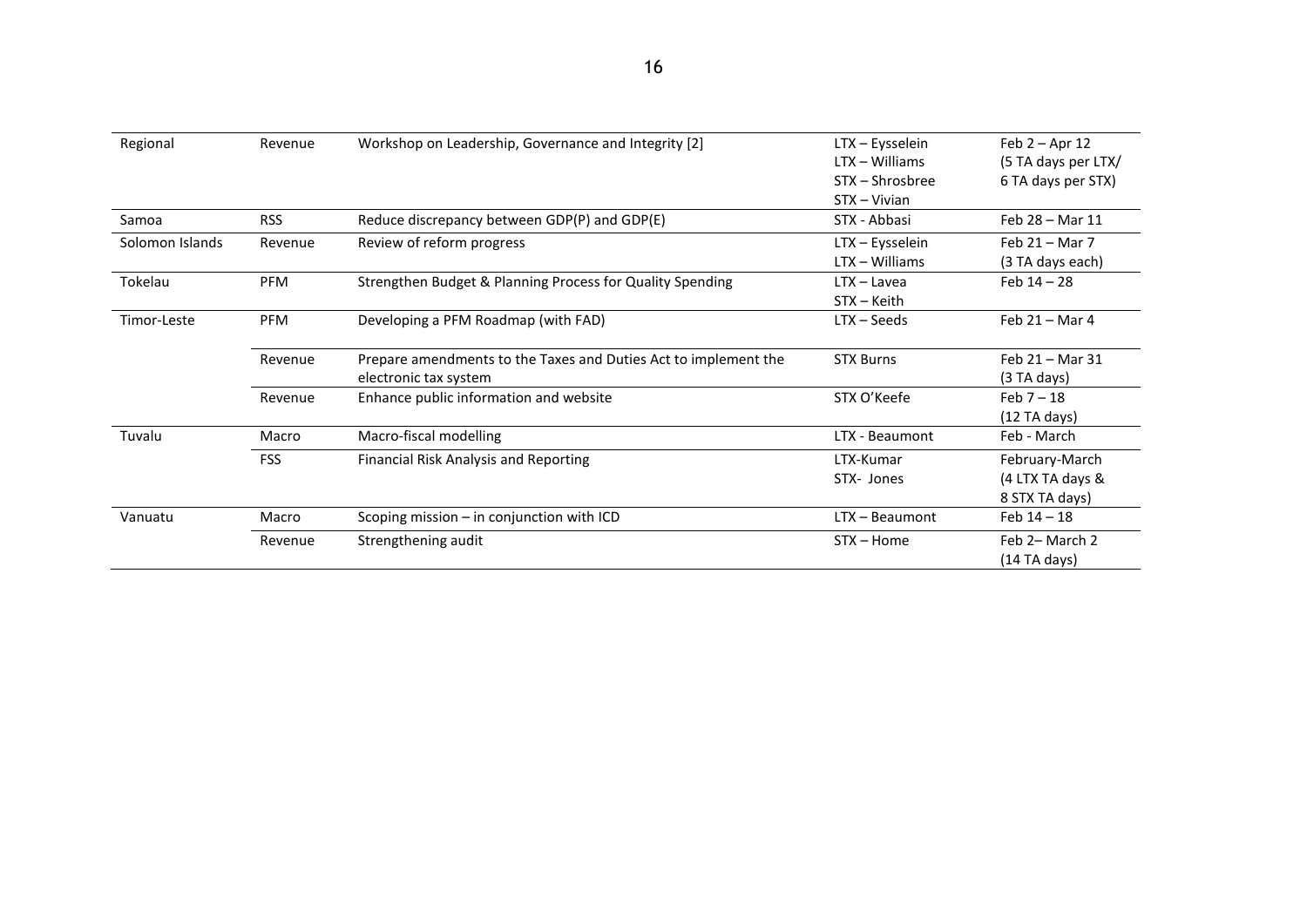| | | | | |
|---|---|---|---|---|
| Regional | Revenue | Workshop on Leadership, Governance and Integrity [2] | LTX – Eysselein<br>LTX – Williams<br>STX – Shrosbree<br>STX – Vivian | Feb 2 – Apr 12<br>(5 TA days per LTX/<br>6 TA days per STX) |
| Samoa | RSS | Reduce discrepancy between GDP(P) and GDP(E) | STX - Abbasi | Feb 28 – Mar 11 |
| Solomon Islands | Revenue | Review of reform progress | LTX – Eysselein<br>LTX – Williams | Feb 21 – Mar 7<br>(3 TA days each) |
| Tokelau | PFM | Strengthen Budget & Planning Process for Quality Spending | LTX – Lavea<br>STX – Keith | Feb 14 – 28 |
| Timor-Leste | PFM | Developing a PFM Roadmap (with FAD) | LTX – Seeds | Feb 21 – Mar 4 |
| | Revenue | Prepare amendments to the Taxes and Duties Act to implement the electronic tax system | STX Burns | Feb 21 – Mar 31<br>(3 TA days) |
| | Revenue | Enhance public information and website | STX O'Keefe | Feb 7 – 18<br>(12 TA days) |
| Tuvalu | Macro | Macro-fiscal modelling | LTX - Beaumont | Feb - March |
| | FSS | Financial Risk Analysis and Reporting | LTX-Kumar<br>STX- Jones | February-March<br>(4 LTX TA days &<br>8 STX TA days) |
| Vanuatu | Macro | Scoping mission – in conjunction with ICD | LTX – Beaumont | Feb 14 – 18 |
| | Revenue | Strengthening audit | STX – Home | Feb 2– March 2<br>(14 TA days) |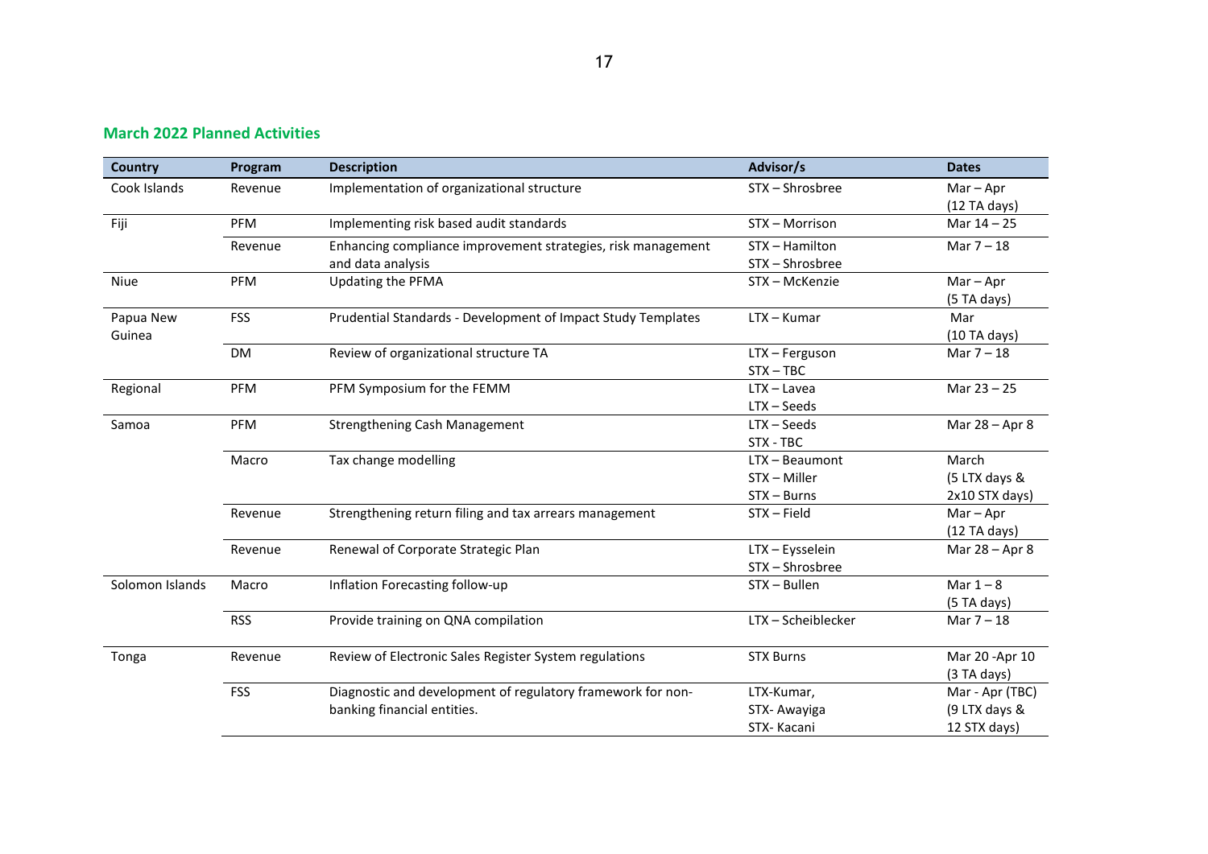## March 2022 Planned Activities

| Country | Program | Description | Advisor/s | Dates |
|---|---|---|---|---|
| Cook Islands | Revenue | Implementation of organizational structure | STX – Shrosbree | Mar – Apr (12 TA days) |
| Fiji | PFM | Implementing risk based audit standards | STX – Morrison | Mar 14 – 25 |
| | Revenue | Enhancing compliance improvement strategies, risk management and data analysis | STX – Hamilton<br>STX – Shrosbree | Mar 7 – 18 |
| Niue | PFM | Updating the PFMA | STX – McKenzie | Mar – Apr (5 TA days) |
| Papua New Guinea | FSS | Prudential Standards - Development of Impact Study Templates | LTX – Kumar | Mar (10 TA days) |
| | DM | Review of organizational structure TA | LTX – Ferguson<br>STX – TBC | Mar 7 – 18 |
| Regional | PFM | PFM Symposium for the FEMM | LTX – Lavea<br>LTX – Seeds | Mar 23 – 25 |
| Samoa | PFM | Strengthening Cash Management | LTX – Seeds<br>STX - TBC | Mar 28 – Apr 8 |
| | Macro | Tax change modelling | LTX – Beaumont<br>STX – Miller<br>STX – Burns | March (5 LTX days & 2x10 STX days) |
| | Revenue | Strengthening return filing and tax arrears management | STX – Field | Mar – Apr (12 TA days) |
| | Revenue | Renewal of Corporate Strategic Plan | LTX – Eysselein<br>STX – Shrosbree | Mar 28 – Apr 8 |
| Solomon Islands | Macro | Inflation Forecasting follow-up | STX – Bullen | Mar 1 – 8 (5 TA days) |
| | RSS | Provide training on QNA compilation | LTX – Scheiblecker | Mar 7 – 18 |
| Tonga | Revenue | Review of Electronic Sales Register System regulations | STX Burns | Mar 20 -Apr 10 (3 TA days) |
| | FSS | Diagnostic and development of regulatory framework for non-banking financial entities. | LTX-Kumar,<br>STX- Awayiga<br>STX- Kacani | Mar - Apr (TBC) (9 LTX days & 12 STX days) |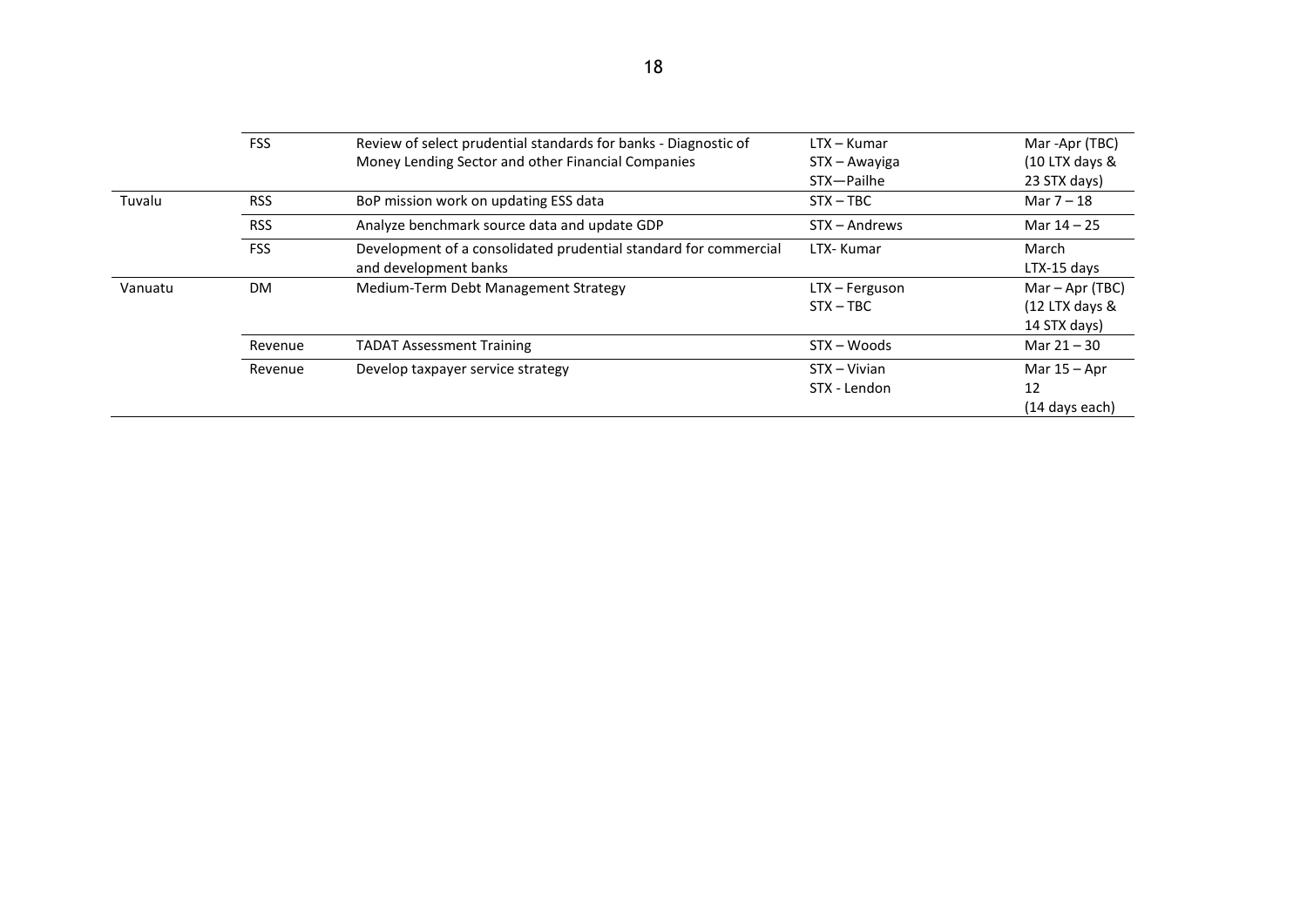| | | | | |
|---|---|---|---|---|
| | FSS | Review of select prudential standards for banks - Diagnostic of Money Lending Sector and other Financial Companies | LTX – Kumar<br>STX – Awayiga<br>STX—Pailhe | Mar -Apr (TBC)<br>(10 LTX days & 23 STX days) |
| Tuvalu | RSS | BoP mission work on updating ESS data | STX – TBC | Mar 7 – 18 |
| | RSS | Analyze benchmark source data and update GDP | STX – Andrews | Mar 14 – 25 |
| | FSS | Development of a consolidated prudential standard for commercial and development banks | LTX- Kumar | March<br>LTX-15 days |
| Vanuatu | DM | Medium-Term Debt Management Strategy | LTX – Ferguson<br>STX – TBC | Mar – Apr (TBC)<br>(12 LTX days & 14 STX days) |
| | Revenue | TADAT Assessment Training | STX – Woods | Mar 21 – 30 |
| | Revenue | Develop taxpayer service strategy | STX – Vivian<br>STX - Lendon | Mar 15 – Apr 12<br>(14 days each) |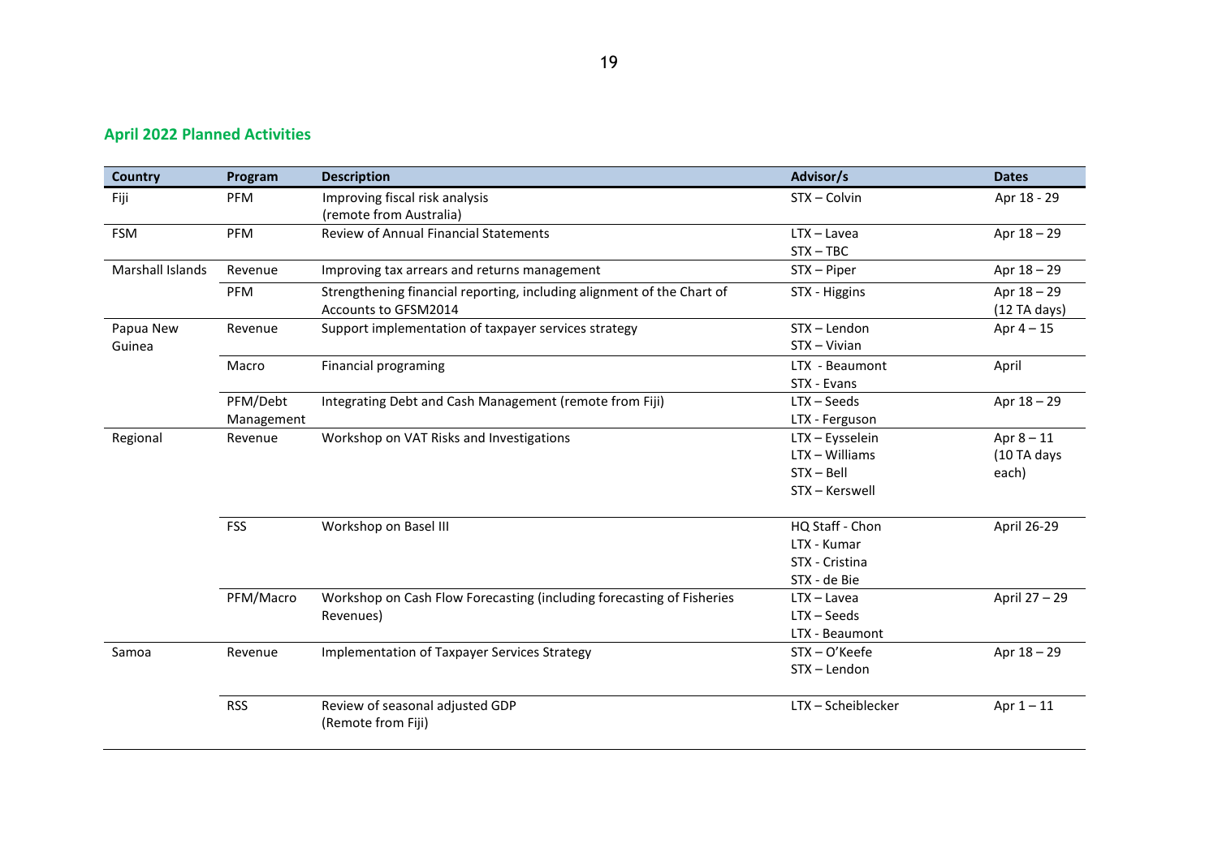## April 2022 Planned Activities

| Country | Program | Description | Advisor/s | Dates |
|---|---|---|---|---|
| Fiji | PFM | Improving fiscal risk analysis (remote from Australia) | STX – Colvin | Apr 18 - 29 |
| FSM | PFM | Review of Annual Financial Statements | LTX – Lavea<br>STX – TBC | Apr 18 – 29 |
| Marshall Islands | Revenue | Improving tax arrears and returns management | STX – Piper | Apr 18 – 29 |
| | PFM | Strengthening financial reporting, including alignment of the Chart of Accounts to GFSM2014 | STX - Higgins | Apr 18 – 29 (12 TA days) |
| Papua New Guinea | Revenue | Support implementation of taxpayer services strategy | STX – Lendon<br>STX – Vivian | Apr 4 – 15 |
| | Macro | Financial programing | LTX - Beaumont<br>STX - Evans | April |
| | PFM/Debt Management | Integrating Debt and Cash Management (remote from Fiji) | LTX – Seeds<br>LTX - Ferguson | Apr 18 – 29 |
| Regional | Revenue | Workshop on VAT Risks and Investigations | LTX – Eysselein<br>LTX – Williams<br>STX – Bell<br>STX – Kerswell | Apr 8 – 11 (10 TA days each) |
| | FSS | Workshop on Basel III | HQ Staff - Chon<br>LTX - Kumar<br>STX - Cristina<br>STX - de Bie | April 26-29 |
| | PFM/Macro | Workshop on Cash Flow Forecasting (including forecasting of Fisheries Revenues) | LTX – Lavea<br>LTX – Seeds<br>LTX - Beaumont | April 27 – 29 |
| Samoa | Revenue | Implementation of Taxpayer Services Strategy | STX – O'Keefe<br>STX – Lendon | Apr 18 – 29 |
| | RSS | Review of seasonal adjusted GDP (Remote from Fiji) | LTX – Scheiblecker | Apr 1 – 11 |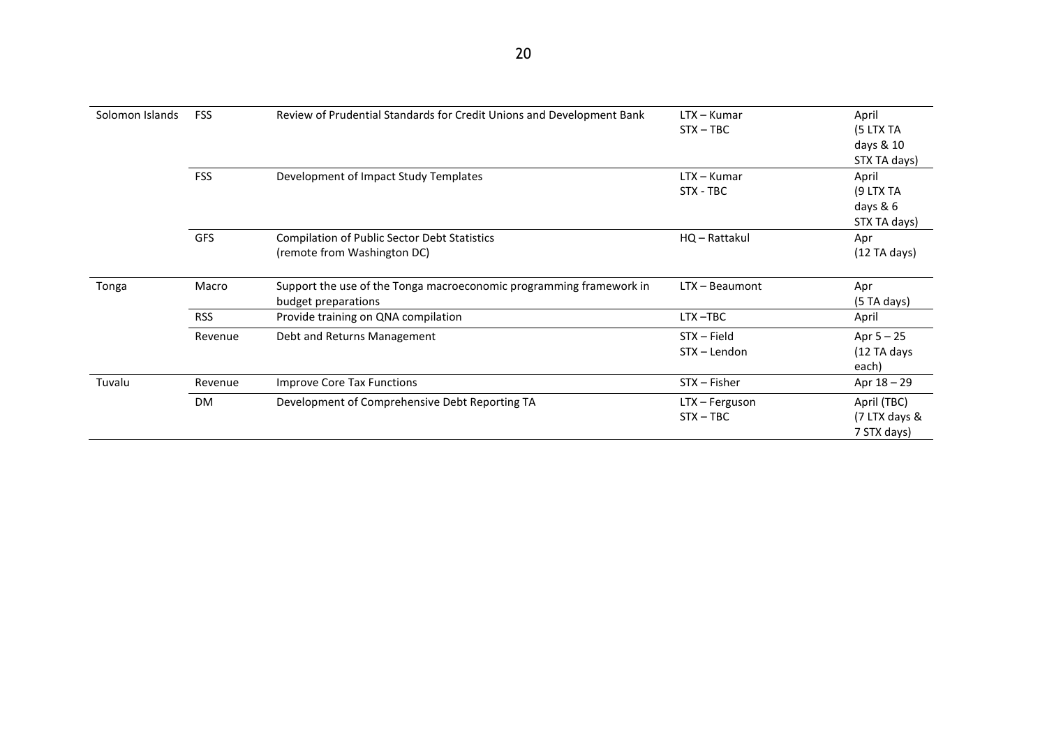| | | | | |
|---|---|---|---|---|
| Solomon Islands | FSS | Review of Prudential Standards for Credit Unions and Development Bank | LTX – Kumar<br>STX – TBC | April<br>(5 LTX TA days & 10 STX TA days) |
| | FSS | Development of Impact Study Templates | LTX – Kumar<br>STX - TBC | April<br>(9 LTX TA days & 6 STX TA days) |
| | GFS | Compilation of Public Sector Debt Statistics<br>(remote from Washington DC) | HQ – Rattakul | Apr<br>(12 TA days) |
| Tonga | Macro | Support the use of the Tonga macroeconomic programming framework in budget preparations | LTX – Beaumont | Apr<br>(5 TA days) |
| | RSS | Provide training on QNA compilation | LTX –TBC | April |
| | Revenue | Debt and Returns Management | STX – Field<br>STX – Lendon | Apr 5 – 25<br>(12 TA days each) |
| Tuvalu | Revenue | Improve Core Tax Functions | STX – Fisher | Apr 18 – 29 |
| | DM | Development of Comprehensive Debt Reporting TA | LTX – Ferguson<br>STX – TBC | April (TBC)<br>(7 LTX days & 7 STX days) |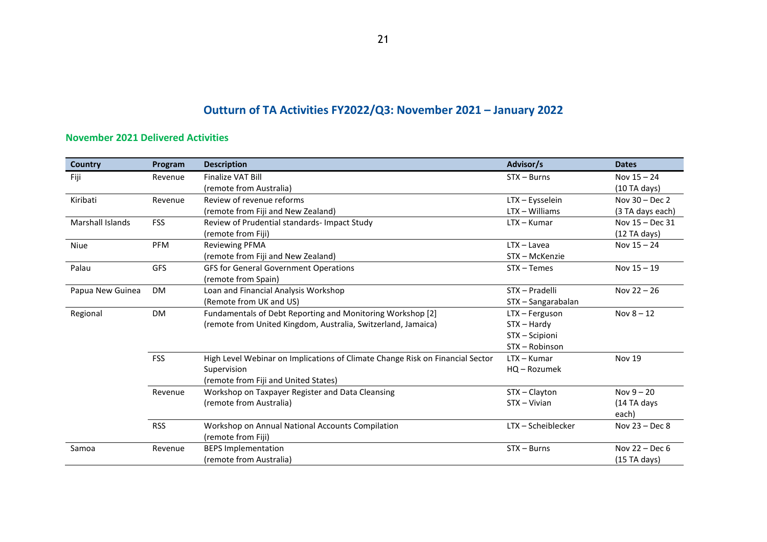# Outturn of TA Activities FY2022/Q3: November 2021 – January 2022

## November 2021 Delivered Activities

| Country | Program | Description | Advisor/s | Dates |
|---|---|---|---|---|
| Fiji | Revenue | Finalize VAT Bill<br>(remote from Australia) | STX – Burns | Nov 15 – 24<br>(10 TA days) |
| Kiribati | Revenue | Review of revenue reforms<br>(remote from Fiji and New Zealand) | LTX – Eysselein<br>LTX – Williams | Nov 30 – Dec 2<br>(3 TA days each) |
| Marshall Islands | FSS | Review of Prudential standards- Impact Study<br>(remote from Fiji) | LTX – Kumar | Nov 15 – Dec 31<br>(12 TA days) |
| Niue | PFM | Reviewing PFMA<br>(remote from Fiji and New Zealand) | LTX – Lavea<br>STX – McKenzie | Nov 15 – 24 |
| Palau | GFS | GFS for General Government Operations<br>(remote from Spain) | STX – Temes | Nov 15 – 19 |
| Papua New Guinea | DM | Loan and Financial Analysis Workshop<br>(Remote from UK and US) | STX – Pradelli<br>STX – Sangarabalan | Nov 22 – 26 |
| Regional | DM | Fundamentals of Debt Reporting and Monitoring Workshop [2]<br>(remote from United Kingdom, Australia, Switzerland, Jamaica) | LTX – Ferguson<br>STX – Hardy<br>STX – Scipioni<br>STX – Robinson | Nov 8 – 12 |
| | FSS | High Level Webinar on Implications of Climate Change Risk on Financial Sector Supervision<br>(remote from Fiji and United States) | LTX – Kumar<br>HQ – Rozumek | Nov 19 |
| | Revenue | Workshop on Taxpayer Register and Data Cleansing<br>(remote from Australia) | STX – Clayton<br>STX – Vivian | Nov 9 – 20<br>(14 TA days each) |
| | RSS | Workshop on Annual National Accounts Compilation<br>(remote from Fiji) | LTX – Scheiblecker | Nov 23 – Dec 8 |
| Samoa | Revenue | BEPS Implementation<br>(remote from Australia) | STX – Burns | Nov 22 – Dec 6<br>(15 TA days) |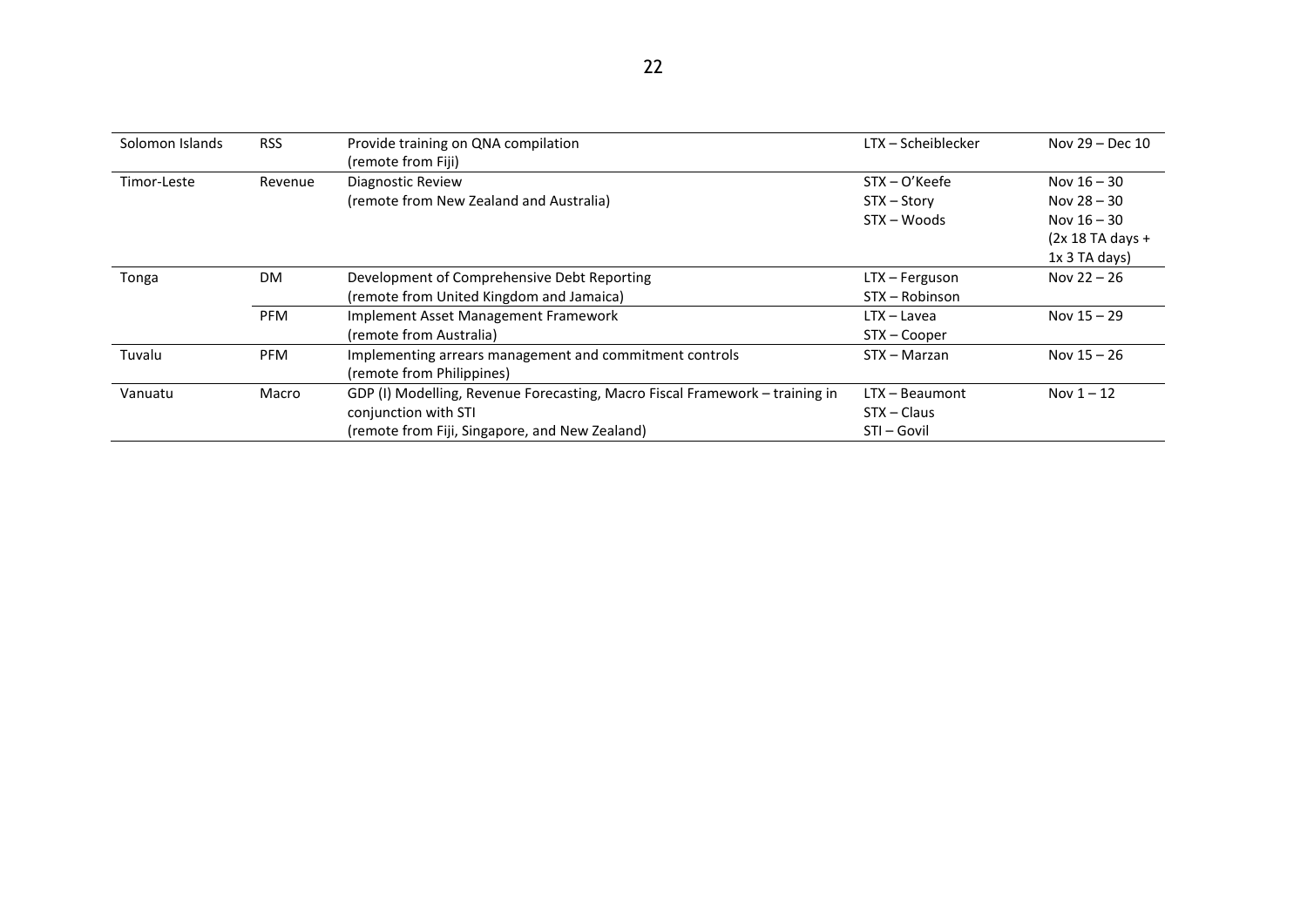| Solomon Islands | RSS | Provide training on QNA compilation<br>(remote from Fiji) | LTX – Scheiblecker | Nov 29 – Dec 10 |
|---|---|---|---|---|
| Timor-Leste | Revenue | Diagnostic Review<br>(remote from New Zealand and Australia) | STX – O'Keefe<br>STX – Story<br>STX – Woods | Nov 16 – 30<br>Nov 28 – 30<br>Nov 16 – 30<br>(2x 18 TA days + 1x 3 TA days) |
| Tonga | DM | Development of Comprehensive Debt Reporting<br>(remote from United Kingdom and Jamaica) | LTX – Ferguson<br>STX – Robinson | Nov 22 – 26 |
| | PFM | Implement Asset Management Framework<br>(remote from Australia) | LTX – Lavea<br>STX – Cooper | Nov 15 – 29 |
| Tuvalu | PFM | Implementing arrears management and commitment controls<br>(remote from Philippines) | STX – Marzan | Nov 15 – 26 |
| Vanuatu | Macro | GDP (I) Modelling, Revenue Forecasting, Macro Fiscal Framework – training in conjunction with STI<br>(remote from Fiji, Singapore, and New Zealand) | LTX – Beaumont<br>STX – Claus<br>STI – Govil | Nov 1 – 12 |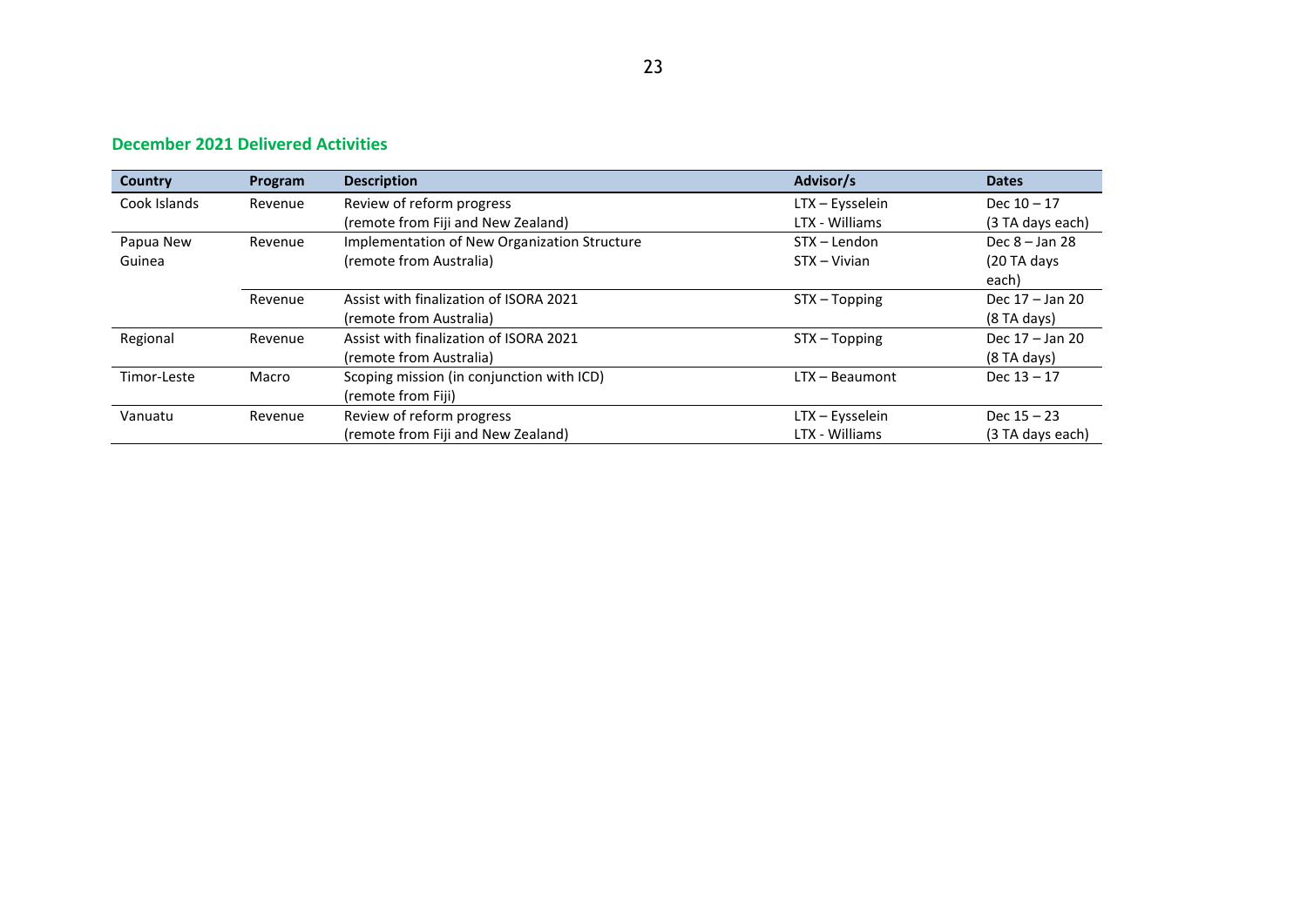## December 2021 Delivered Activities

| Country | Program | Description | Advisor/s | Dates |
|---|---|---|---|---|
| Cook Islands | Revenue | Review of reform progress (remote from Fiji and New Zealand) | LTX – Eysselein LTX - Williams | Dec 10 – 17 (3 TA days each) |
| Papua New Guinea | Revenue | Implementation of New Organization Structure (remote from Australia) | STX – Lendon STX – Vivian | Dec 8 – Jan 28 (20 TA days each) |
| | Revenue | Assist with finalization of ISORA 2021 (remote from Australia) | STX – Topping | Dec 17 – Jan 20 (8 TA days) |
| Regional | Revenue | Assist with finalization of ISORA 2021 (remote from Australia) | STX – Topping | Dec 17 – Jan 20 (8 TA days) |
| Timor-Leste | Macro | Scoping mission (in conjunction with ICD) (remote from Fiji) | LTX – Beaumont | Dec 13 – 17 |
| Vanuatu | Revenue | Review of reform progress (remote from Fiji and New Zealand) | LTX – Eysselein LTX - Williams | Dec 15 – 23 (3 TA days each) |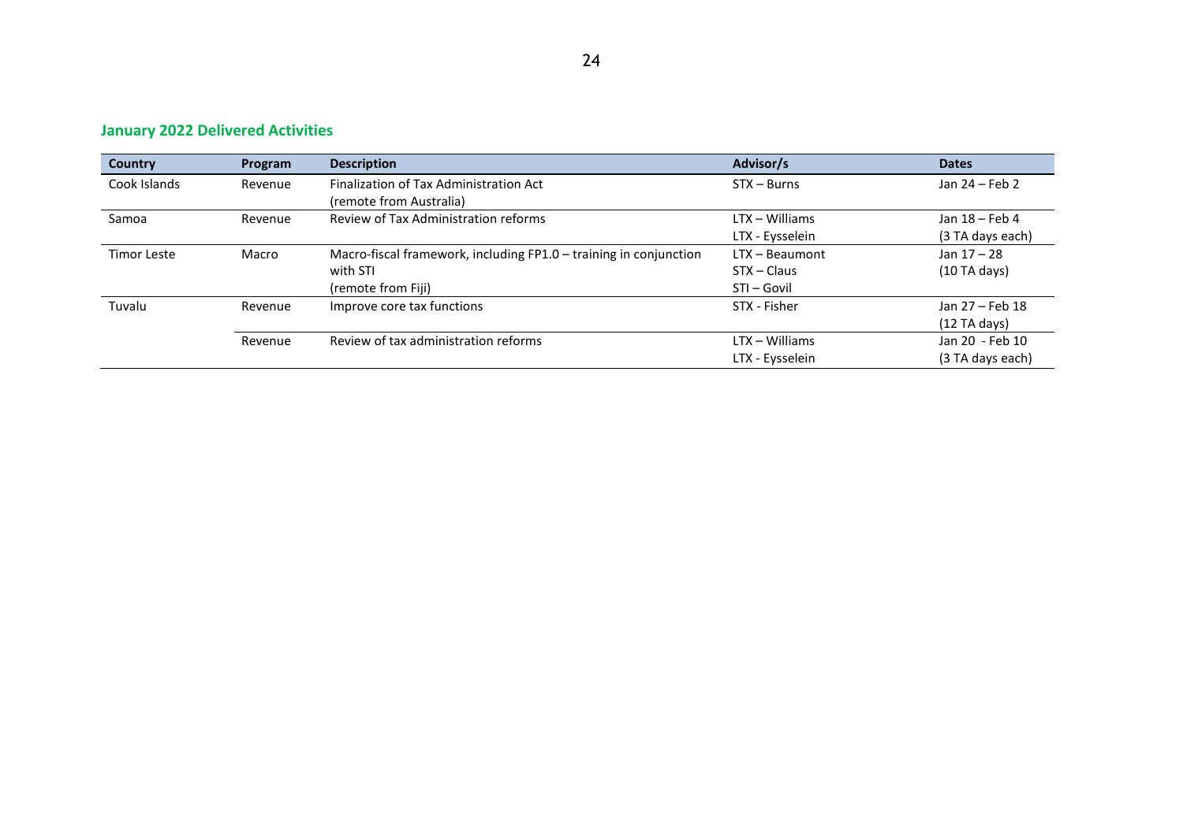## January 2022 Delivered Activities

| Country | Program | Description | Advisor/s | Dates |
|---|---|---|---|---|
| Cook Islands | Revenue | Finalization of Tax Administration Act (remote from Australia) | STX – Burns | Jan 24 – Feb 2 |
| Samoa | Revenue | Review of Tax Administration reforms | LTX – Williams<br>LTX - Eysselein | Jan 18 – Feb 4<br>(3 TA days each) |
| Timor Leste | Macro | Macro-fiscal framework, including FP1.0 – training in conjunction with STI<br>(remote from Fiji) | LTX – Beaumont<br>STX – Claus<br>STI – Govil | Jan 17 – 28<br>(10 TA days) |
| Tuvalu | Revenue | Improve core tax functions | STX - Fisher | Jan 27 – Feb 18<br>(12 TA days) |
| | Revenue | Review of tax administration reforms | LTX – Williams<br>LTX - Eysselein | Jan 20 - Feb 10<br>(3 TA days each) |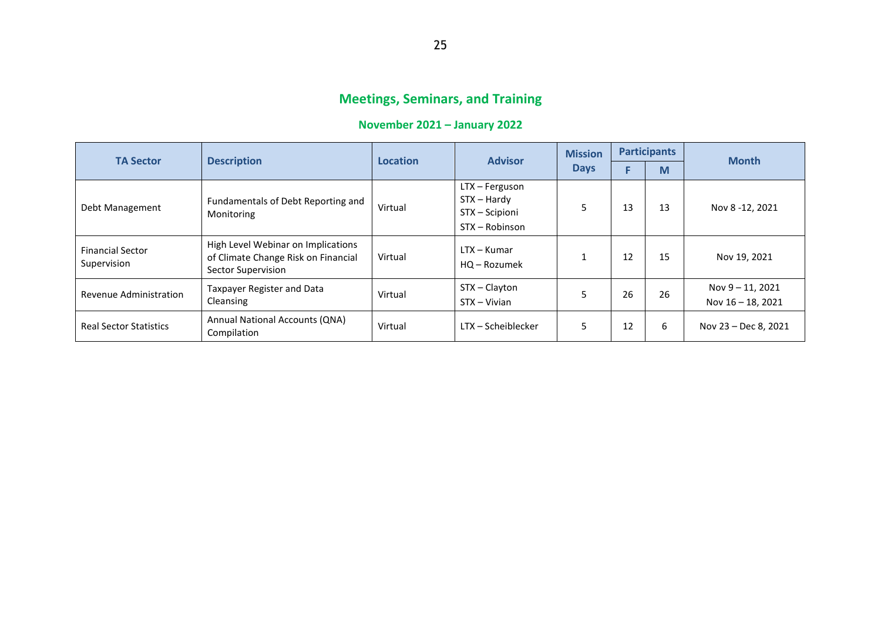## Meetings, Seminars, and Training

### November 2021 – January 2022

| TA Sector | Description | Location | Advisor | Mission Days | Participants | | Month |
|---|---|---|---|---|---|---|---|
| | | | | | F | M | |
| Debt Management | Fundamentals of Debt Reporting and Monitoring | Virtual | LTX – Ferguson<br>STX – Hardy<br>STX – Scipioni<br>STX – Robinson | 5 | 13 | 13 | Nov 8 -12, 2021 |
| Financial Sector Supervision | High Level Webinar on Implications of Climate Change Risk on Financial Sector Supervision | Virtual | LTX – Kumar<br>HQ – Rozumek | 1 | 12 | 15 | Nov 19, 2021 |
| Revenue Administration | Taxpayer Register and Data Cleansing | Virtual | STX – Clayton<br>STX – Vivian | 5 | 26 | 26 | Nov 9 – 11, 2021<br>Nov 16 – 18, 2021 |
| Real Sector Statistics | Annual National Accounts (QNA) Compilation | Virtual | LTX – Scheiblecker | 5 | 12 | 6 | Nov 23 – Dec 8, 2021 |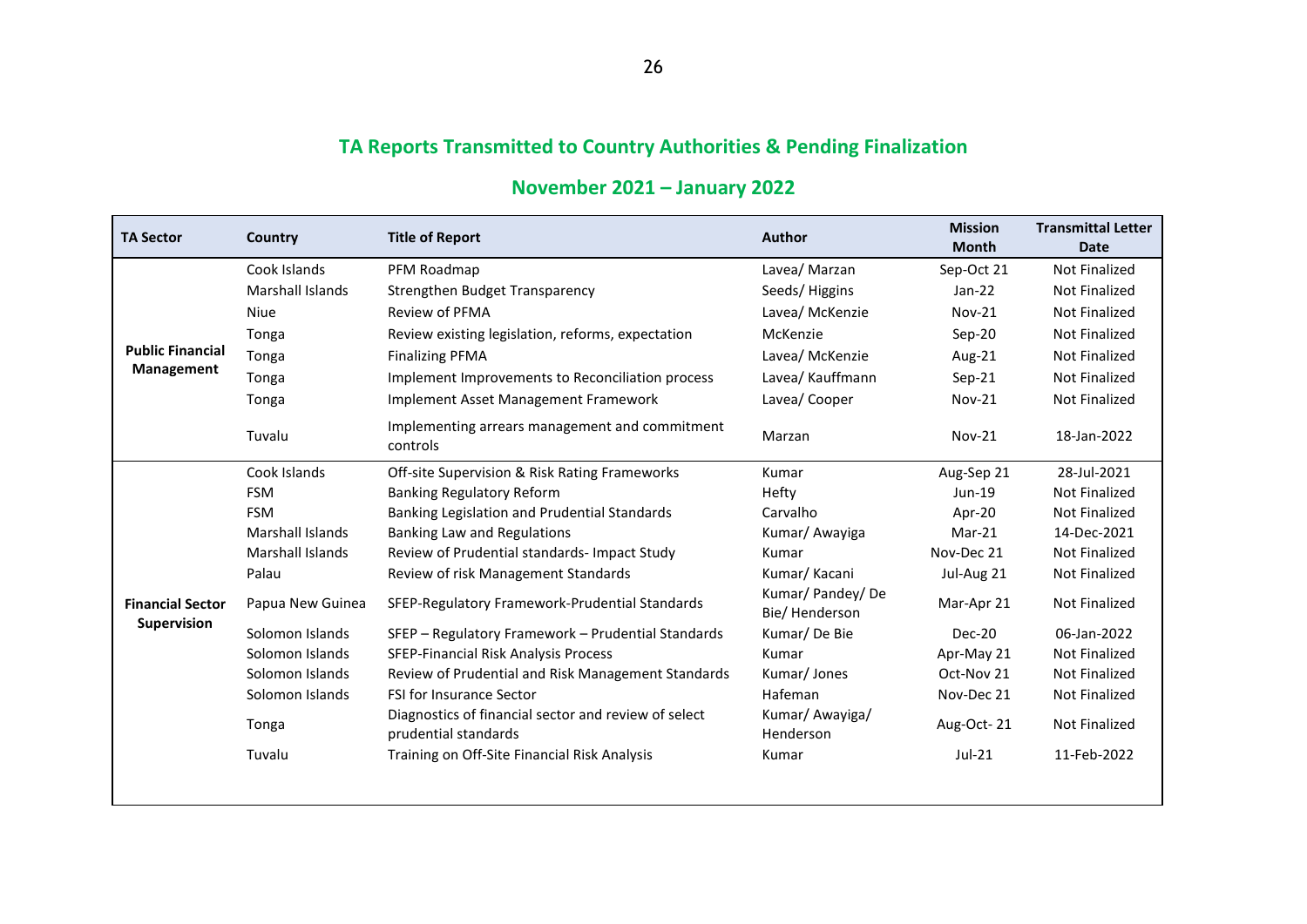## TA Reports Transmitted to Country Authorities & Pending Finalization

## November 2021 – January 2022

| TA Sector | Country | Title of Report | Author | Mission Month | Transmittal Letter Date |
|---|---|---|---|---|---|
| Public Financial Management | Cook Islands | PFM Roadmap | Lavea/ Marzan | Sep-Oct 21 | Not Finalized |
| | Marshall Islands | Strengthen Budget Transparency | Seeds/ Higgins | Jan-22 | Not Finalized |
| | Niue | Review of PFMA | Lavea/ McKenzie | Nov-21 | Not Finalized |
| | Tonga | Review existing legislation, reforms, expectation | McKenzie | Sep-20 | Not Finalized |
| | Tonga | Finalizing PFMA | Lavea/ McKenzie | Aug-21 | Not Finalized |
| | Tonga | Implement Improvements to Reconciliation process | Lavea/ Kauffmann | Sep-21 | Not Finalized |
| | Tonga | Implement Asset Management Framework | Lavea/ Cooper | Nov-21 | Not Finalized |
| | Tuvalu | Implementing arrears management and commitment controls | Marzan | Nov-21 | 18-Jan-2022 |
| Financial Sector Supervision | Cook Islands | Off-site Supervision & Risk Rating Frameworks | Kumar | Aug-Sep 21 | 28-Jul-2021 |
| | FSM | Banking Regulatory Reform | Hefty | Jun-19 | Not Finalized |
| | FSM | Banking Legislation and Prudential Standards | Carvalho | Apr-20 | Not Finalized |
| | Marshall Islands | Banking Law and Regulations | Kumar/ Awayiga | Mar-21 | 14-Dec-2021 |
| | Marshall Islands | Review of Prudential standards- Impact Study | Kumar | Nov-Dec 21 | Not Finalized |
| | Palau | Review of risk Management Standards | Kumar/ Kacani | Jul-Aug 21 | Not Finalized |
| | Papua New Guinea | SFEP-Regulatory Framework-Prudential Standards | Kumar/ Pandey/ De Bie/ Henderson | Mar-Apr 21 | Not Finalized |
| | Solomon Islands | SFEP – Regulatory Framework – Prudential Standards | Kumar/ De Bie | Dec-20 | 06-Jan-2022 |
| | Solomon Islands | SFEP-Financial Risk Analysis Process | Kumar | Apr-May 21 | Not Finalized |
| | Solomon Islands | Review of Prudential and Risk Management Standards | Kumar/ Jones | Oct-Nov 21 | Not Finalized |
| | Solomon Islands | FSI for Insurance Sector | Hafeman | Nov-Dec 21 | Not Finalized |
| | Tonga | Diagnostics of financial sector and review of select prudential standards | Kumar/ Awayiga/ Henderson | Aug-Oct- 21 | Not Finalized |
| | Tuvalu | Training on Off-Site Financial Risk Analysis | Kumar | Jul-21 | 11-Feb-2022 |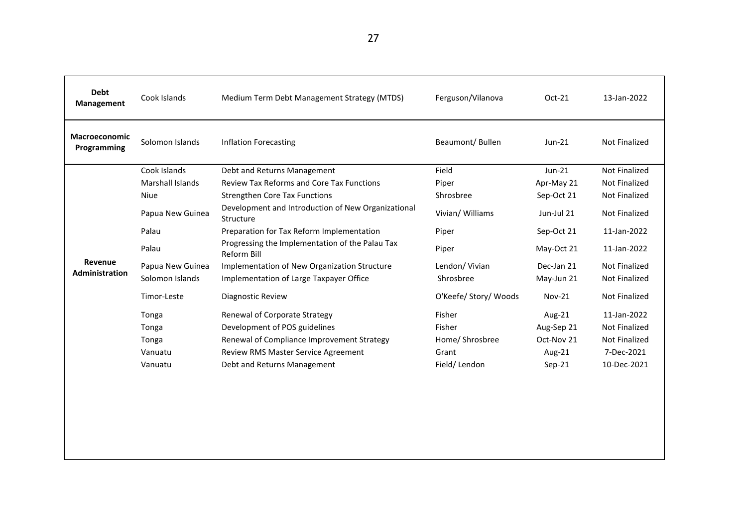| | | | | | |
|---|---|---|---|---|---|
| **Debt Management** | Cook Islands | Medium Term Debt Management Strategy (MTDS) | Ferguson/Vilanova | Oct-21 | 13-Jan-2022 |
| **Macroeconomic Programming** | Solomon Islands | Inflation Forecasting | Beaumont/ Bullen | Jun-21 | Not Finalized |
| **Revenue Administration** | Cook Islands | Debt and Returns Management | Field | Jun-21 | Not Finalized |
| | Marshall Islands | Review Tax Reforms and Core Tax Functions | Piper | Apr-May 21 | Not Finalized |
| | Niue | Strengthen Core Tax Functions | Shrosbree | Sep-Oct 21 | Not Finalized |
| | Papua New Guinea | Development and Introduction of New Organizational Structure | Vivian/ Williams | Jun-Jul 21 | Not Finalized |
| | Palau | Preparation for Tax Reform Implementation | Piper | Sep-Oct 21 | 11-Jan-2022 |
| | Palau | Progressing the Implementation of the Palau Tax Reform Bill | Piper | May-Oct 21 | 11-Jan-2022 |
| | Papua New Guinea | Implementation of New Organization Structure | Lendon/ Vivian | Dec-Jan 21 | Not Finalized |
| | Solomon Islands | Implementation of Large Taxpayer Office | Shrosbree | May-Jun 21 | Not Finalized |
| | Timor-Leste | Diagnostic Review | O'Keefe/ Story/ Woods | Nov-21 | Not Finalized |
| | Tonga | Renewal of Corporate Strategy | Fisher | Aug-21 | 11-Jan-2022 |
| | Tonga | Development of POS guidelines | Fisher | Aug-Sep 21 | Not Finalized |
| | Tonga | Renewal of Compliance Improvement Strategy | Home/ Shrosbree | Oct-Nov 21 | Not Finalized |
| | Vanuatu | Review RMS Master Service Agreement | Grant | Aug-21 | 7-Dec-2021 |
| | Vanuatu | Debt and Returns Management | Field/ Lendon | Sep-21 | 10-Dec-2021 |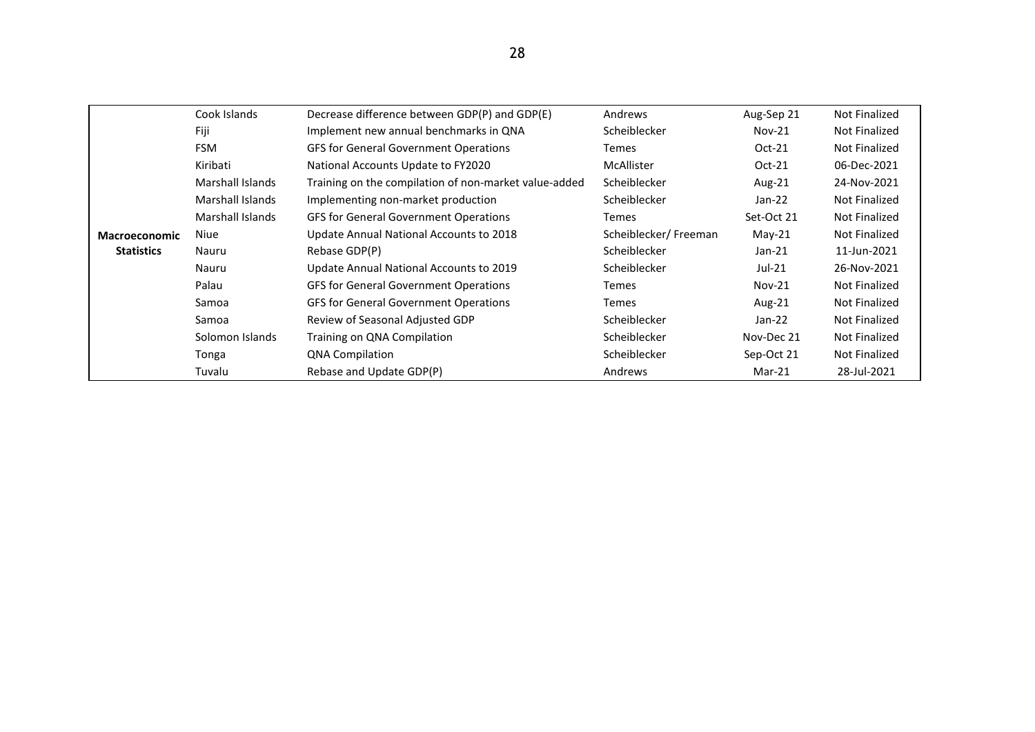| | | | | | |
|---|---|---|---|---|---|
| **Macroeconomic Statistics** | Cook Islands | Decrease difference between GDP(P) and GDP(E) | Andrews | Aug-Sep 21 | Not Finalized |
| | Fiji | Implement new annual benchmarks in QNA | Scheiblecker | Nov-21 | Not Finalized |
| | FSM | GFS for General Government Operations | Temes | Oct-21 | Not Finalized |
| | Kiribati | National Accounts Update to FY2020 | McAllister | Oct-21 | 06-Dec-2021 |
| | Marshall Islands | Training on the compilation of non-market value-added | Scheiblecker | Aug-21 | 24-Nov-2021 |
| | Marshall Islands | Implementing non-market production | Scheiblecker | Jan-22 | Not Finalized |
| | Marshall Islands | GFS for General Government Operations | Temes | Set-Oct 21 | Not Finalized |
| | Niue | Update Annual National Accounts to 2018 | Scheiblecker/ Freeman | May-21 | Not Finalized |
| | Nauru | Rebase GDP(P) | Scheiblecker | Jan-21 | 11-Jun-2021 |
| | Nauru | Update Annual National Accounts to 2019 | Scheiblecker | Jul-21 | 26-Nov-2021 |
| | Palau | GFS for General Government Operations | Temes | Nov-21 | Not Finalized |
| | Samoa | GFS for General Government Operations | Temes | Aug-21 | Not Finalized |
| | Samoa | Review of Seasonal Adjusted GDP | Scheiblecker | Jan-22 | Not Finalized |
| | Solomon Islands | Training on QNA Compilation | Scheiblecker | Nov-Dec 21 | Not Finalized |
| | Tonga | QNA Compilation | Scheiblecker | Sep-Oct 21 | Not Finalized |
| | Tuvalu | Rebase and Update GDP(P) | Andrews | Mar-21 | 28-Jul-2021 |